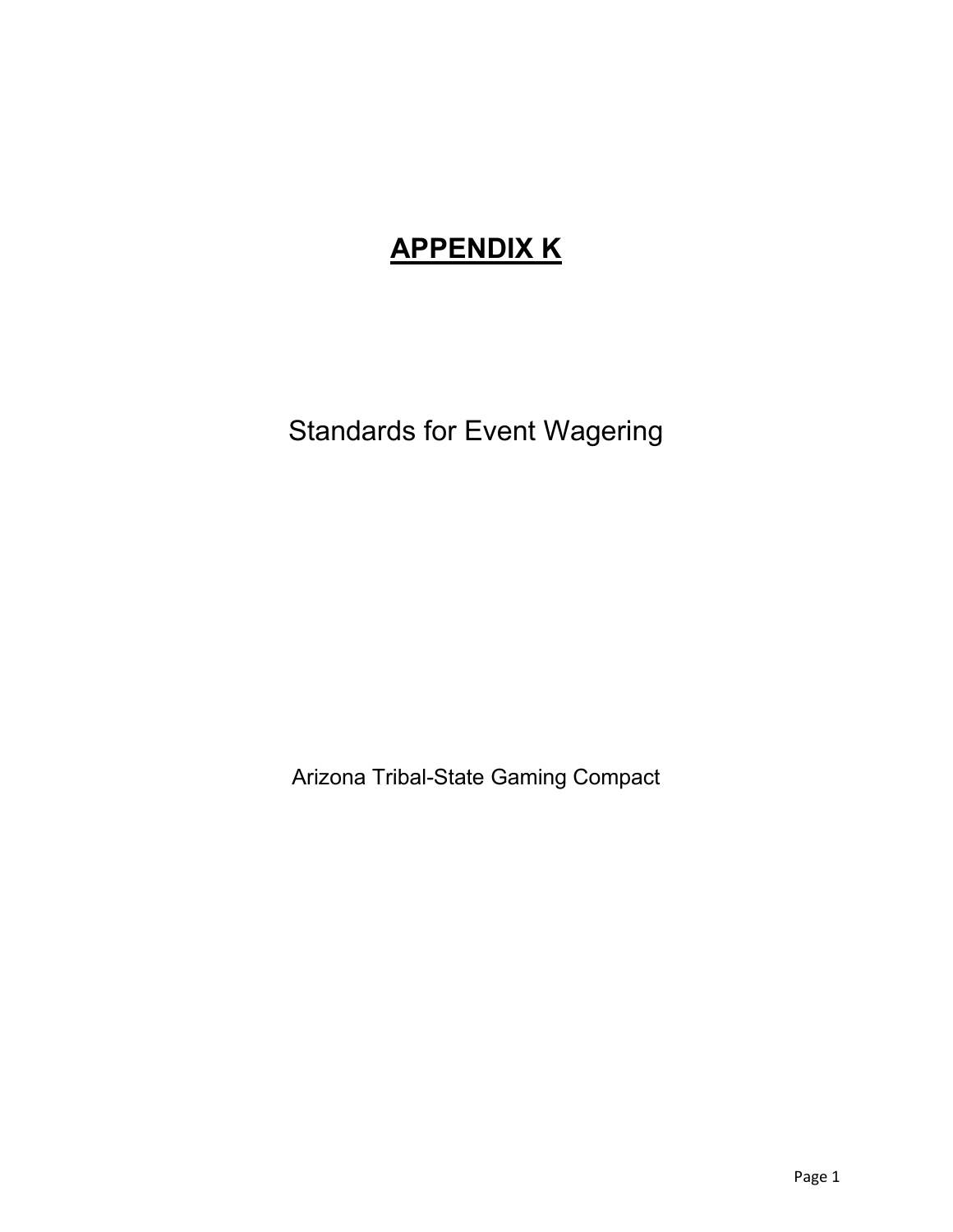# APPENDIX K

Standards for Event Wagering

Arizona Tribal-State Gaming Compact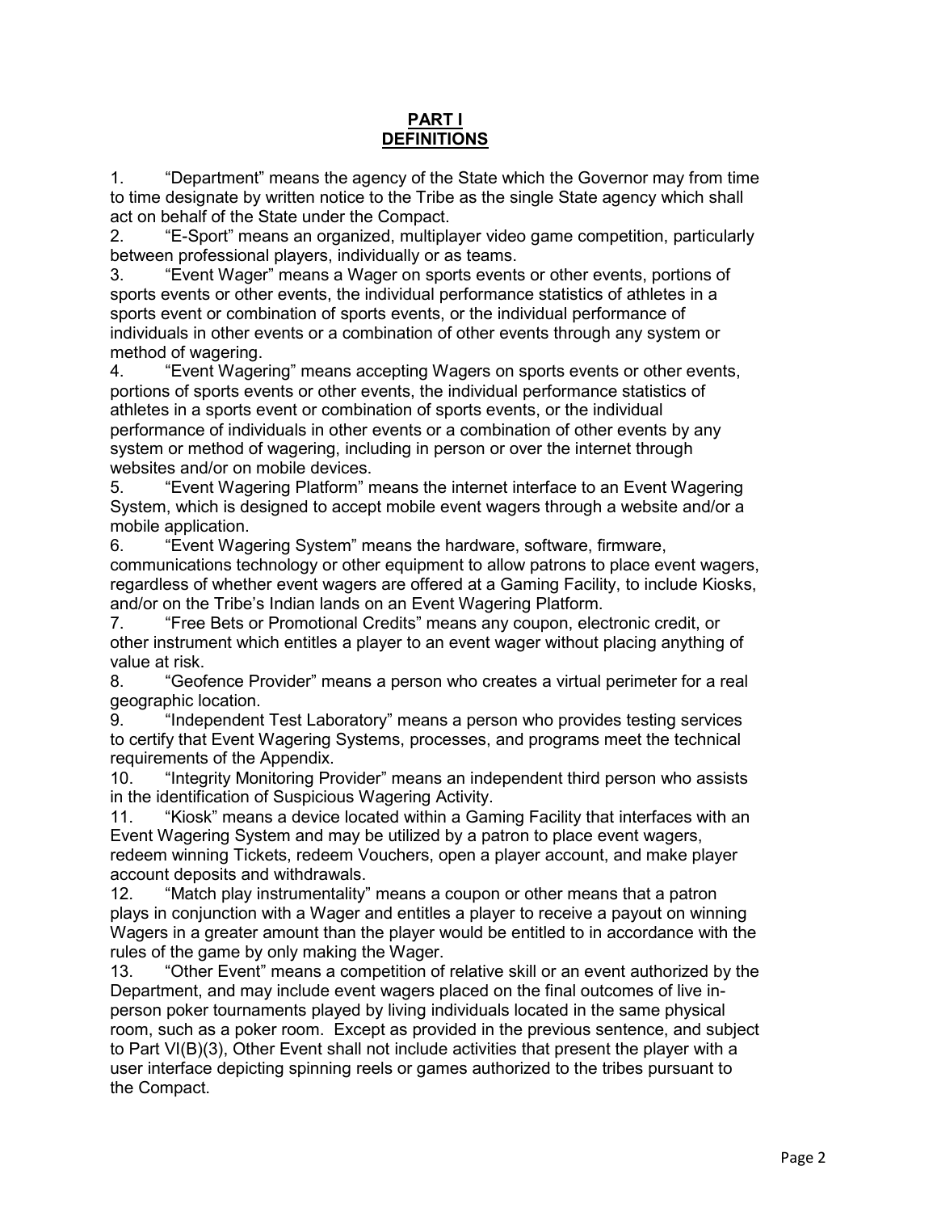# PART I
# DEFINITIONS

1. "Department" means the agency of the State which the Governor may from time to time designate by written notice to the Tribe as the single State agency which shall act on behalf of the State under the Compact.
2. "E-Sport" means an organized, multiplayer video game competition, particularly between professional players, individually or as teams.
3. "Event Wager" means a Wager on sports events or other events, portions of sports events or other events, the individual performance statistics of athletes in a sports event or combination of sports events, or the individual performance of individuals in other events or a combination of other events through any system or method of wagering.
4. "Event Wagering" means accepting Wagers on sports events or other events, portions of sports events or other events, the individual performance statistics of athletes in a sports event or combination of sports events, or the individual performance of individuals in other events or a combination of other events by any system or method of wagering, including in person or over the internet through websites and/or on mobile devices.
5. "Event Wagering Platform" means the internet interface to an Event Wagering System, which is designed to accept mobile event wagers through a website and/or a mobile application.
6. "Event Wagering System" means the hardware, software, firmware, communications technology or other equipment to allow patrons to place event wagers, regardless of whether event wagers are offered at a Gaming Facility, to include Kiosks, and/or on the Tribe's Indian lands on an Event Wagering Platform.
7. "Free Bets or Promotional Credits" means any coupon, electronic credit, or other instrument which entitles a player to an event wager without placing anything of value at risk.
8. "Geofence Provider" means a person who creates a virtual perimeter for a real geographic location.
9. "Independent Test Laboratory" means a person who provides testing services to certify that Event Wagering Systems, processes, and programs meet the technical requirements of the Appendix.
10. "Integrity Monitoring Provider" means an independent third person who assists in the identification of Suspicious Wagering Activity.
11. "Kiosk" means a device located within a Gaming Facility that interfaces with an Event Wagering System and may be utilized by a patron to place event wagers, redeem winning Tickets, redeem Vouchers, open a player account, and make player account deposits and withdrawals.
12. "Match play instrumentality" means a coupon or other means that a patron plays in conjunction with a Wager and entitles a player to receive a payout on winning Wagers in a greater amount than the player would be entitled to in accordance with the rules of the game by only making the Wager.
13. "Other Event" means a competition of relative skill or an event authorized by the Department, and may include event wagers placed on the final outcomes of live in-person poker tournaments played by living individuals located in the same physical room, such as a poker room. Except as provided in the previous sentence, and subject to Part VI(B)(3), Other Event shall not include activities that present the player with a user interface depicting spinning reels or games authorized to the tribes pursuant to the Compact.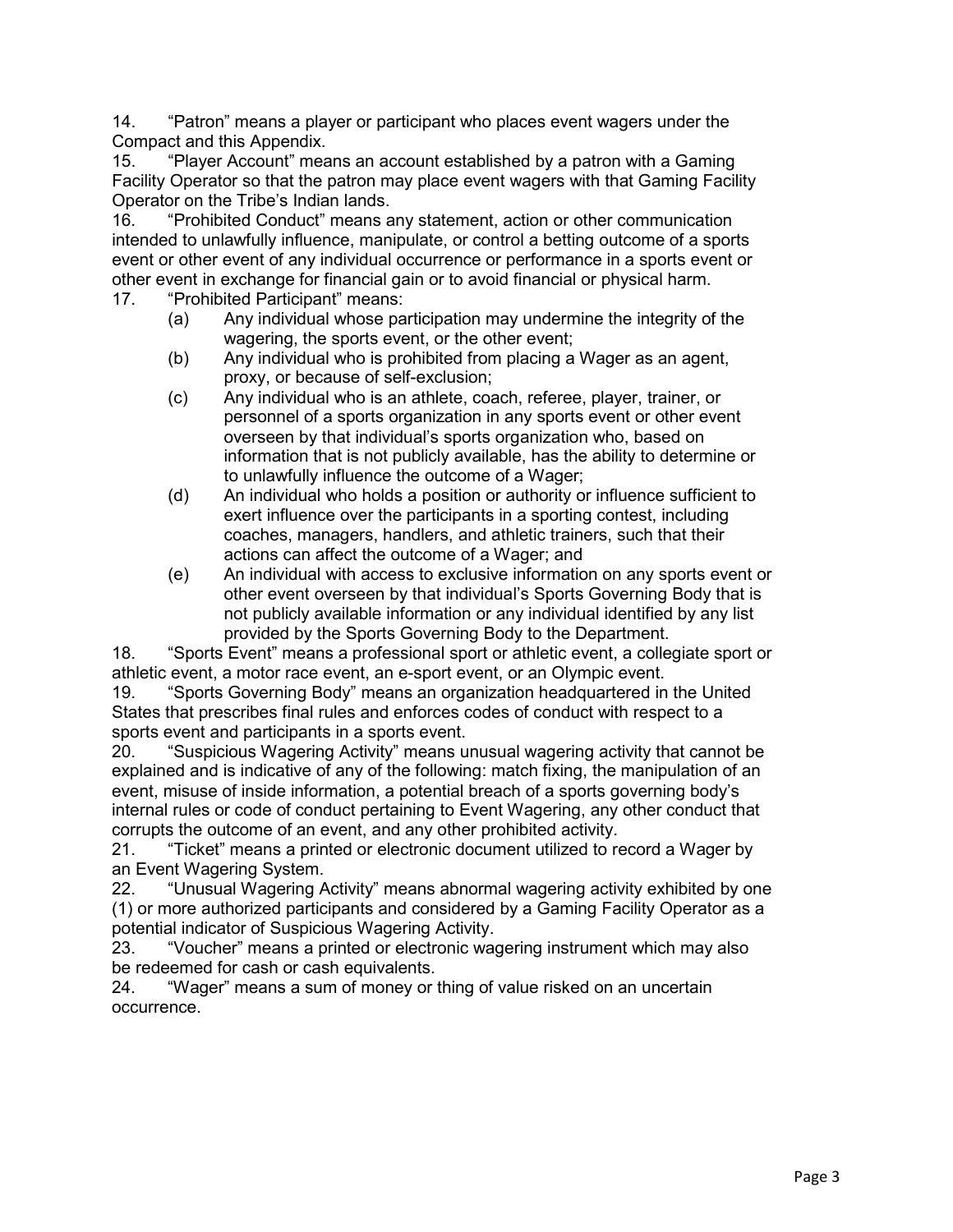14. “Patron” means a player or participant who places event wagers under the Compact and this Appendix.

15. “Player Account” means an account established by a patron with a Gaming Facility Operator so that the patron may place event wagers with that Gaming Facility Operator on the Tribe’s Indian lands.

16. “Prohibited Conduct” means any statement, action or other communication intended to unlawfully influence, manipulate, or control a betting outcome of a sports event or other event of any individual occurrence or performance in a sports event or other event in exchange for financial gain or to avoid financial or physical harm.

17. “Prohibited Participant” means:

   (a) Any individual whose participation may undermine the integrity of the wagering, the sports event, or the other event;

   (b) Any individual who is prohibited from placing a Wager as an agent, proxy, or because of self-exclusion;

   (c) Any individual who is an athlete, coach, referee, player, trainer, or personnel of a sports organization in any sports event or other event overseen by that individual’s sports organization who, based on information that is not publicly available, has the ability to determine or to unlawfully influence the outcome of a Wager;

   (d) An individual who holds a position or authority or influence sufficient to exert influence over the participants in a sporting contest, including coaches, managers, handlers, and athletic trainers, such that their actions can affect the outcome of a Wager; and

   (e) An individual with access to exclusive information on any sports event or other event overseen by that individual’s Sports Governing Body that is not publicly available information or any individual identified by any list provided by the Sports Governing Body to the Department.

18. “Sports Event” means a professional sport or athletic event, a collegiate sport or athletic event, a motor race event, an e-sport event, or an Olympic event.

19. “Sports Governing Body” means an organization headquartered in the United States that prescribes final rules and enforces codes of conduct with respect to a sports event and participants in a sports event.

20. “Suspicious Wagering Activity” means unusual wagering activity that cannot be explained and is indicative of any of the following: match fixing, the manipulation of an event, misuse of inside information, a potential breach of a sports governing body’s internal rules or code of conduct pertaining to Event Wagering, any other conduct that corrupts the outcome of an event, and any other prohibited activity.

21. “Ticket” means a printed or electronic document utilized to record a Wager by an Event Wagering System.

22. “Unusual Wagering Activity” means abnormal wagering activity exhibited by one (1) or more authorized participants and considered by a Gaming Facility Operator as a potential indicator of Suspicious Wagering Activity.

23. “Voucher” means a printed or electronic wagering instrument which may also be redeemed for cash or cash equivalents.

24. “Wager” means a sum of money or thing of value risked on an uncertain occurrence.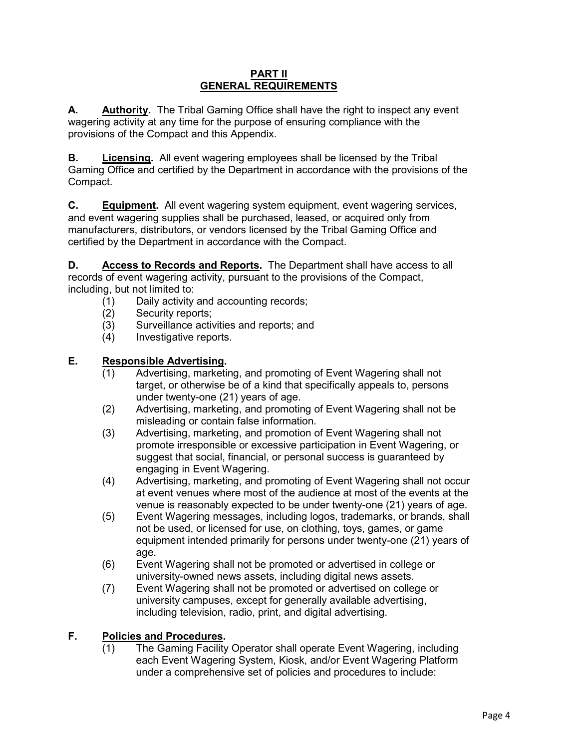## PART II
## GENERAL REQUIREMENTS

**A. <u>Authority</u>.** The Tribal Gaming Office shall have the right to inspect any event wagering activity at any time for the purpose of ensuring compliance with the provisions of the Compact and this Appendix.

**B. <u>Licensing</u>.** All event wagering employees shall be licensed by the Tribal Gaming Office and certified by the Department in accordance with the provisions of the Compact.

**C. <u>Equipment</u>.** All event wagering system equipment, event wagering services, and event wagering supplies shall be purchased, leased, or acquired only from manufacturers, distributors, or vendors licensed by the Tribal Gaming Office and certified by the Department in accordance with the Compact.

**D. <u>Access to Records and Reports</u>.** The Department shall have access to all records of event wagering activity, pursuant to the provisions of the Compact, including, but not limited to:

(1) Daily activity and accounting records;
(2) Security reports;
(3) Surveillance activities and reports; and
(4) Investigative reports.

**E. <u>Responsible Advertising</u>.**

(1) Advertising, marketing, and promoting of Event Wagering shall not target, or otherwise be of a kind that specifically appeals to, persons under twenty-one (21) years of age.
(2) Advertising, marketing, and promoting of Event Wagering shall not be misleading or contain false information.
(3) Advertising, marketing, and promotion of Event Wagering shall not promote irresponsible or excessive participation in Event Wagering, or suggest that social, financial, or personal success is guaranteed by engaging in Event Wagering.
(4) Advertising, marketing, and promoting of Event Wagering shall not occur at event venues where most of the audience at most of the events at the venue is reasonably expected to be under twenty-one (21) years of age.
(5) Event Wagering messages, including logos, trademarks, or brands, shall not be used, or licensed for use, on clothing, toys, games, or game equipment intended primarily for persons under twenty-one (21) years of age.
(6) Event Wagering shall not be promoted or advertised in college or university-owned news assets, including digital news assets.
(7) Event Wagering shall not be promoted or advertised on college or university campuses, except for generally available advertising, including television, radio, print, and digital advertising.

**F. <u>Policies and Procedures</u>.**

(1) The Gaming Facility Operator shall operate Event Wagering, including each Event Wagering System, Kiosk, and/or Event Wagering Platform under a comprehensive set of policies and procedures to include: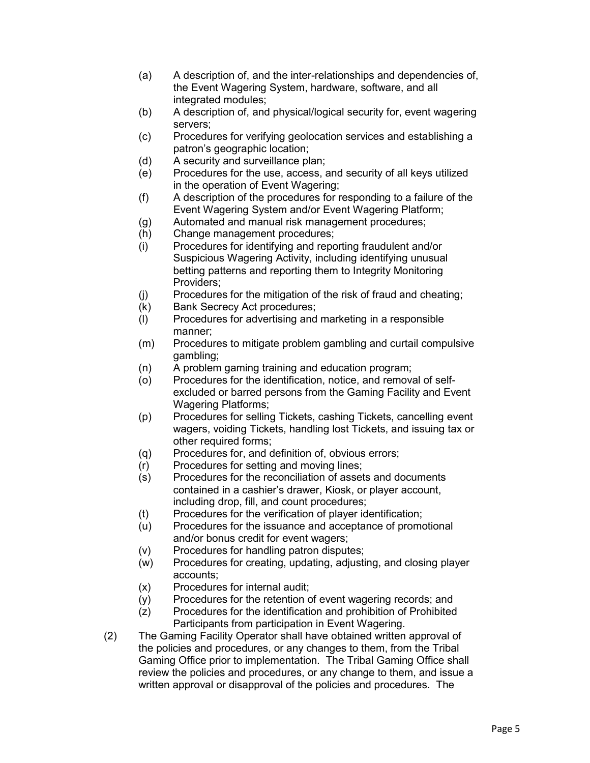(a) A description of, and the inter-relationships and dependencies of, the Event Wagering System, hardware, software, and all integrated modules;

(b) A description of, and physical/logical security for, event wagering servers;

(c) Procedures for verifying geolocation services and establishing a patron's geographic location;

(d) A security and surveillance plan;

(e) Procedures for the use, access, and security of all keys utilized in the operation of Event Wagering;

(f) A description of the procedures for responding to a failure of the Event Wagering System and/or Event Wagering Platform;

(g) Automated and manual risk management procedures;

(h) Change management procedures;

(i) Procedures for identifying and reporting fraudulent and/or Suspicious Wagering Activity, including identifying unusual betting patterns and reporting them to Integrity Monitoring Providers;

(j) Procedures for the mitigation of the risk of fraud and cheating;

(k) Bank Secrecy Act procedures;

(l) Procedures for advertising and marketing in a responsible manner;

(m) Procedures to mitigate problem gambling and curtail compulsive gambling;

(n) A problem gaming training and education program;

(o) Procedures for the identification, notice, and removal of self-excluded or barred persons from the Gaming Facility and Event Wagering Platforms;

(p) Procedures for selling Tickets, cashing Tickets, cancelling event wagers, voiding Tickets, handling lost Tickets, and issuing tax or other required forms;

(q) Procedures for, and definition of, obvious errors;

(r) Procedures for setting and moving lines;

(s) Procedures for the reconciliation of assets and documents contained in a cashier's drawer, Kiosk, or player account, including drop, fill, and count procedures;

(t) Procedures for the verification of player identification;

(u) Procedures for the issuance and acceptance of promotional and/or bonus credit for event wagers;

(v) Procedures for handling patron disputes;

(w) Procedures for creating, updating, adjusting, and closing player accounts;

(x) Procedures for internal audit;

(y) Procedures for the retention of event wagering records; and

(z) Procedures for the identification and prohibition of Prohibited Participants from participation in Event Wagering.

(2) The Gaming Facility Operator shall have obtained written approval of the policies and procedures, or any changes to them, from the Tribal Gaming Office prior to implementation. The Tribal Gaming Office shall review the policies and procedures, or any change to them, and issue a written approval or disapproval of the policies and procedures. The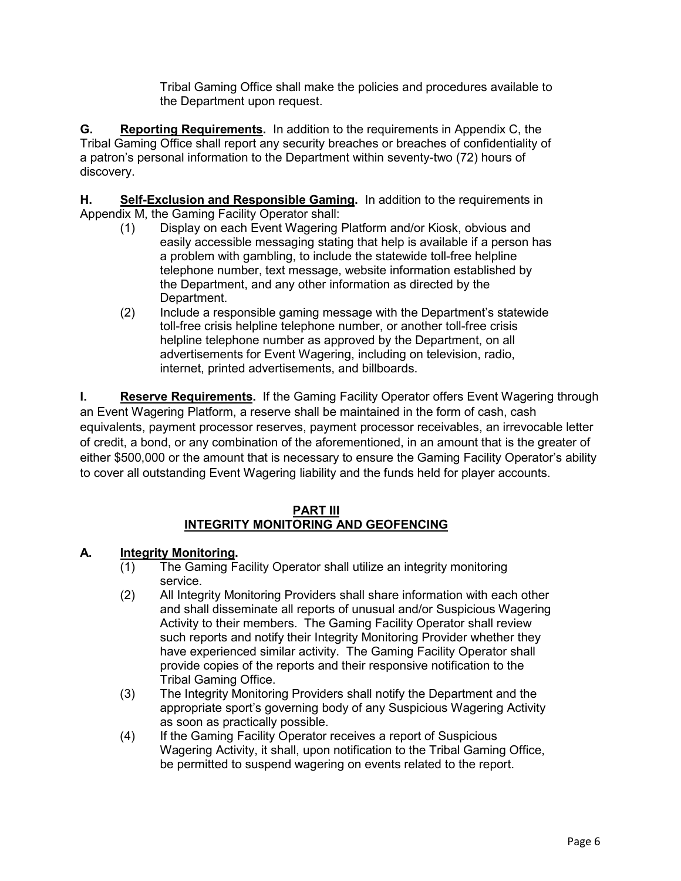Tribal Gaming Office shall make the policies and procedures available to the Department upon request.

**G. Reporting Requirements.** In addition to the requirements in Appendix C, the Tribal Gaming Office shall report any security breaches or breaches of confidentiality of a patron's personal information to the Department within seventy-two (72) hours of discovery.

**H. Self-Exclusion and Responsible Gaming.** In addition to the requirements in Appendix M, the Gaming Facility Operator shall:

(1) Display on each Event Wagering Platform and/or Kiosk, obvious and easily accessible messaging stating that help is available if a person has a problem with gambling, to include the statewide toll-free helpline telephone number, text message, website information established by the Department, and any other information as directed by the Department.

(2) Include a responsible gaming message with the Department's statewide toll-free crisis helpline telephone number, or another toll-free crisis helpline telephone number as approved by the Department, on all advertisements for Event Wagering, including on television, radio, internet, printed advertisements, and billboards.

**I. Reserve Requirements.** If the Gaming Facility Operator offers Event Wagering through an Event Wagering Platform, a reserve shall be maintained in the form of cash, cash equivalents, payment processor reserves, payment processor receivables, an irrevocable letter of credit, a bond, or any combination of the aforementioned, in an amount that is the greater of either $500,000 or the amount that is necessary to ensure the Gaming Facility Operator's ability to cover all outstanding Event Wagering liability and the funds held for player accounts.

## PART III
## INTEGRITY MONITORING AND GEOFENCING

**A. Integrity Monitoring.**

(1) The Gaming Facility Operator shall utilize an integrity monitoring service.

(2) All Integrity Monitoring Providers shall share information with each other and shall disseminate all reports of unusual and/or Suspicious Wagering Activity to their members. The Gaming Facility Operator shall review such reports and notify their Integrity Monitoring Provider whether they have experienced similar activity. The Gaming Facility Operator shall provide copies of the reports and their responsive notification to the Tribal Gaming Office.

(3) The Integrity Monitoring Providers shall notify the Department and the appropriate sport's governing body of any Suspicious Wagering Activity as soon as practically possible.

(4) If the Gaming Facility Operator receives a report of Suspicious Wagering Activity, it shall, upon notification to the Tribal Gaming Office, be permitted to suspend wagering on events related to the report.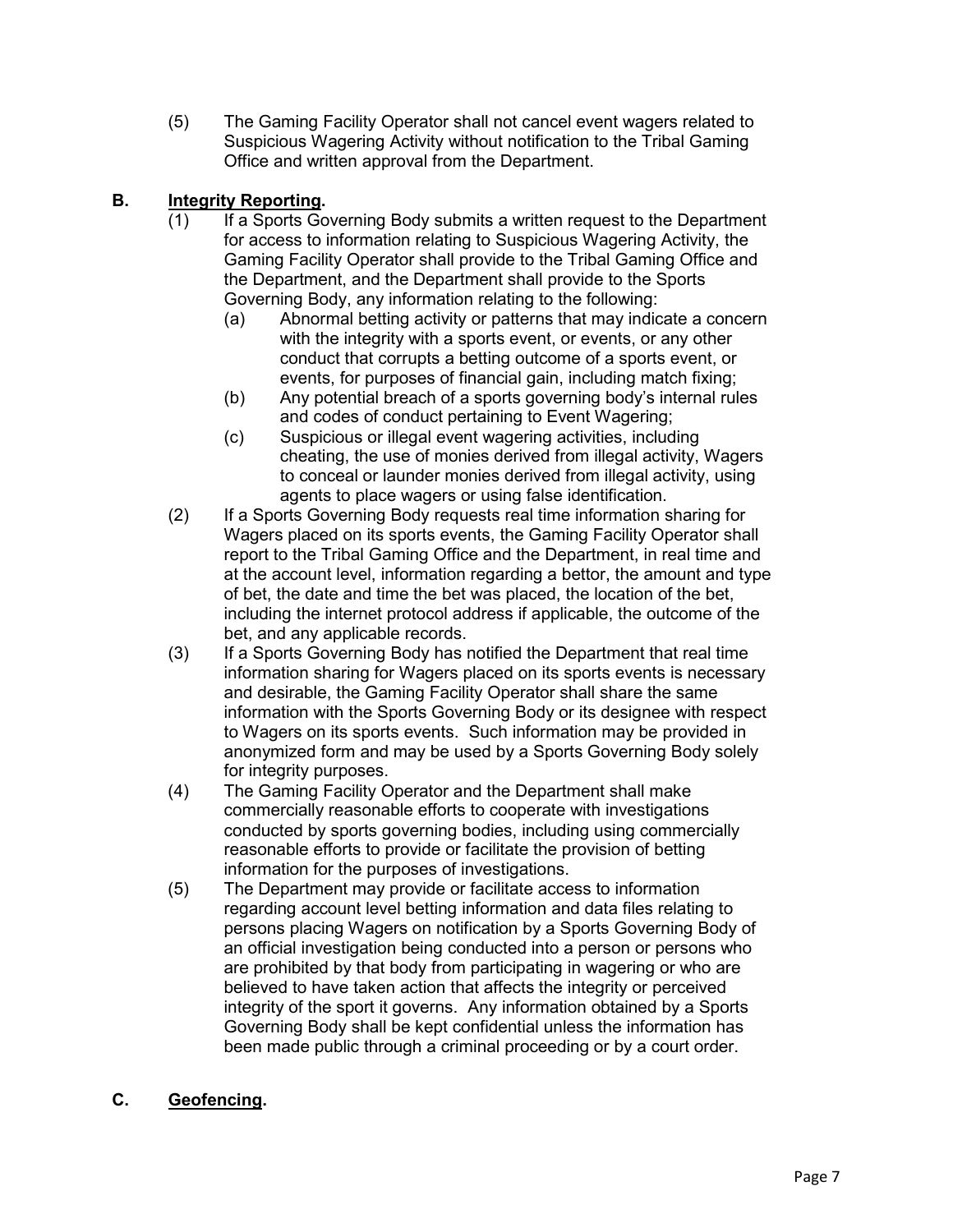(5) The Gaming Facility Operator shall not cancel event wagers related to Suspicious Wagering Activity without notification to the Tribal Gaming Office and written approval from the Department.

**B. Integrity Reporting.**

(1) If a Sports Governing Body submits a written request to the Department for access to information relating to Suspicious Wagering Activity, the Gaming Facility Operator shall provide to the Tribal Gaming Office and the Department, and the Department shall provide to the Sports Governing Body, any information relating to the following:

   (a) Abnormal betting activity or patterns that may indicate a concern with the integrity with a sports event, or events, or any other conduct that corrupts a betting outcome of a sports event, or events, for purposes of financial gain, including match fixing;

   (b) Any potential breach of a sports governing body's internal rules and codes of conduct pertaining to Event Wagering;

   (c) Suspicious or illegal event wagering activities, including cheating, the use of monies derived from illegal activity, Wagers to conceal or launder monies derived from illegal activity, using agents to place wagers or using false identification.

(2) If a Sports Governing Body requests real time information sharing for Wagers placed on its sports events, the Gaming Facility Operator shall report to the Tribal Gaming Office and the Department, in real time and at the account level, information regarding a bettor, the amount and type of bet, the date and time the bet was placed, the location of the bet, including the internet protocol address if applicable, the outcome of the bet, and any applicable records.

(3) If a Sports Governing Body has notified the Department that real time information sharing for Wagers placed on its sports events is necessary and desirable, the Gaming Facility Operator shall share the same information with the Sports Governing Body or its designee with respect to Wagers on its sports events. Such information may be provided in anonymized form and may be used by a Sports Governing Body solely for integrity purposes.

(4) The Gaming Facility Operator and the Department shall make commercially reasonable efforts to cooperate with investigations conducted by sports governing bodies, including using commercially reasonable efforts to provide or facilitate the provision of betting information for the purposes of investigations.

(5) The Department may provide or facilitate access to information regarding account level betting information and data files relating to persons placing Wagers on notification by a Sports Governing Body of an official investigation being conducted into a person or persons who are prohibited by that body from participating in wagering or who are believed to have taken action that affects the integrity or perceived integrity of the sport it governs. Any information obtained by a Sports Governing Body shall be kept confidential unless the information has been made public through a criminal proceeding or by a court order.

**C. Geofencing.**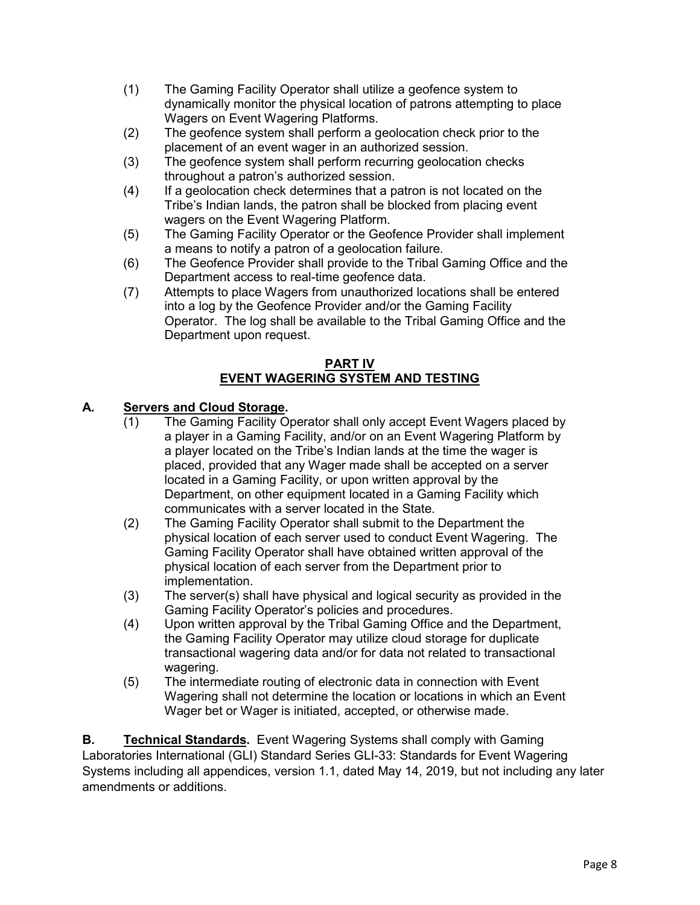(1) The Gaming Facility Operator shall utilize a geofence system to dynamically monitor the physical location of patrons attempting to place Wagers on Event Wagering Platforms.

(2) The geofence system shall perform a geolocation check prior to the placement of an event wager in an authorized session.

(3) The geofence system shall perform recurring geolocation checks throughout a patron's authorized session.

(4) If a geolocation check determines that a patron is not located on the Tribe's Indian lands, the patron shall be blocked from placing event wagers on the Event Wagering Platform.

(5) The Gaming Facility Operator or the Geofence Provider shall implement a means to notify a patron of a geolocation failure.

(6) The Geofence Provider shall provide to the Tribal Gaming Office and the Department access to real-time geofence data.

(7) Attempts to place Wagers from unauthorized locations shall be entered into a log by the Geofence Provider and/or the Gaming Facility Operator. The log shall be available to the Tribal Gaming Office and the Department upon request.

## PART IV
## EVENT WAGERING SYSTEM AND TESTING

**A. Servers and Cloud Storage.**

(1) The Gaming Facility Operator shall only accept Event Wagers placed by a player in a Gaming Facility, and/or on an Event Wagering Platform by a player located on the Tribe's Indian lands at the time the wager is placed, provided that any Wager made shall be accepted on a server located in a Gaming Facility, or upon written approval by the Department, on other equipment located in a Gaming Facility which communicates with a server located in the State.

(2) The Gaming Facility Operator shall submit to the Department the physical location of each server used to conduct Event Wagering. The Gaming Facility Operator shall have obtained written approval of the physical location of each server from the Department prior to implementation.

(3) The server(s) shall have physical and logical security as provided in the Gaming Facility Operator's policies and procedures.

(4) Upon written approval by the Tribal Gaming Office and the Department, the Gaming Facility Operator may utilize cloud storage for duplicate transactional wagering data and/or for data not related to transactional wagering.

(5) The intermediate routing of electronic data in connection with Event Wagering shall not determine the location or locations in which an Event Wager bet or Wager is initiated, accepted, or otherwise made.

**B. Technical Standards.** Event Wagering Systems shall comply with Gaming Laboratories International (GLI) Standard Series GLI-33: Standards for Event Wagering Systems including all appendices, version 1.1, dated May 14, 2019, but not including any later amendments or additions.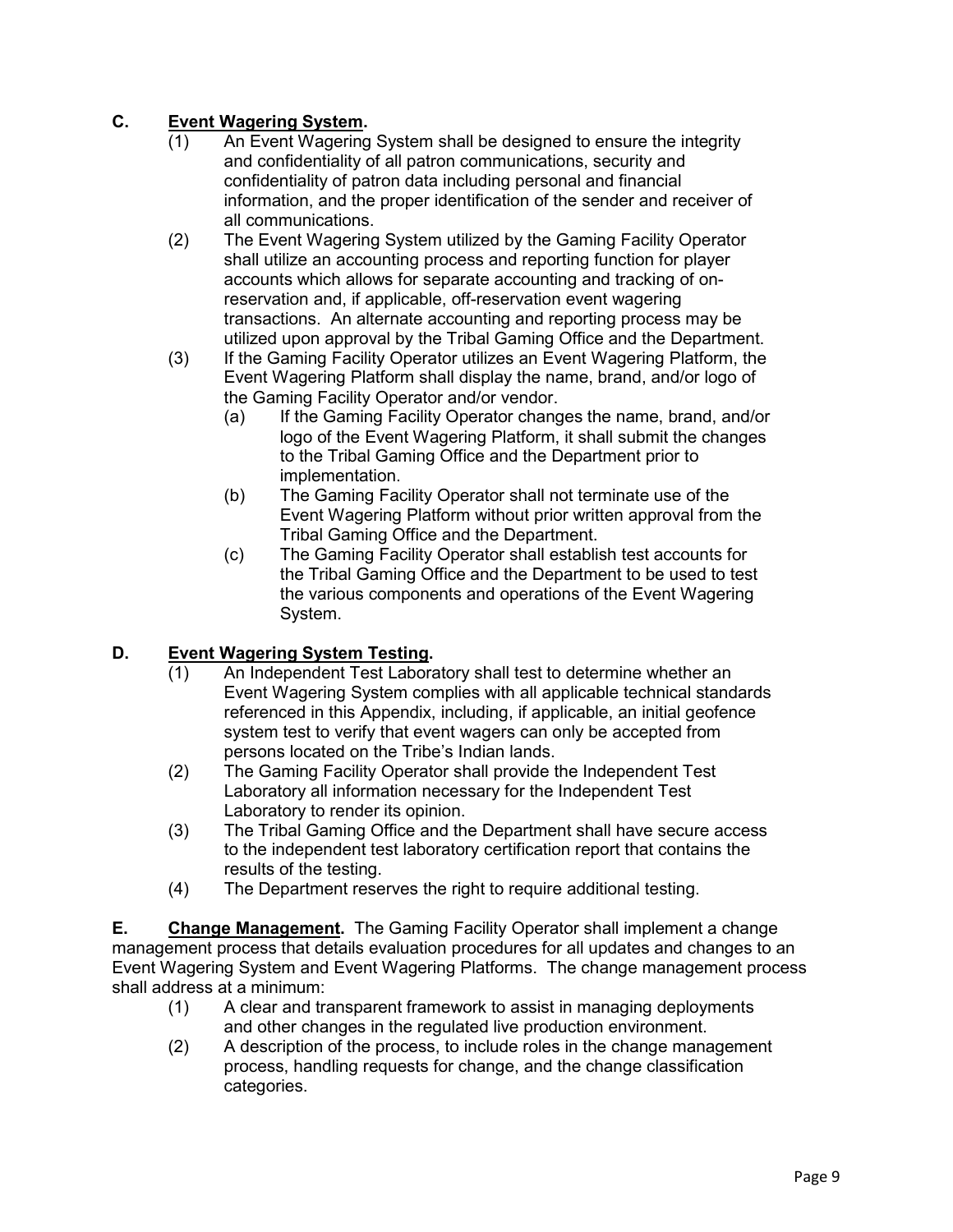**C. Event Wagering System.**

(1) An Event Wagering System shall be designed to ensure the integrity and confidentiality of all patron communications, security and confidentiality of patron data including personal and financial information, and the proper identification of the sender and receiver of all communications.

(2) The Event Wagering System utilized by the Gaming Facility Operator shall utilize an accounting process and reporting function for player accounts which allows for separate accounting and tracking of on-reservation and, if applicable, off-reservation event wagering transactions. An alternate accounting and reporting process may be utilized upon approval by the Tribal Gaming Office and the Department.

(3) If the Gaming Facility Operator utilizes an Event Wagering Platform, the Event Wagering Platform shall display the name, brand, and/or logo of the Gaming Facility Operator and/or vendor.

- (a) If the Gaming Facility Operator changes the name, brand, and/or logo of the Event Wagering Platform, it shall submit the changes to the Tribal Gaming Office and the Department prior to implementation.
- (b) The Gaming Facility Operator shall not terminate use of the Event Wagering Platform without prior written approval from the Tribal Gaming Office and the Department.
- (c) The Gaming Facility Operator shall establish test accounts for the Tribal Gaming Office and the Department to be used to test the various components and operations of the Event Wagering System.

**D. Event Wagering System Testing.**

(1) An Independent Test Laboratory shall test to determine whether an Event Wagering System complies with all applicable technical standards referenced in this Appendix, including, if applicable, an initial geofence system test to verify that event wagers can only be accepted from persons located on the Tribe's Indian lands.

(2) The Gaming Facility Operator shall provide the Independent Test Laboratory all information necessary for the Independent Test Laboratory to render its opinion.

(3) The Tribal Gaming Office and the Department shall have secure access to the independent test laboratory certification report that contains the results of the testing.

(4) The Department reserves the right to require additional testing.

**E. Change Management.** The Gaming Facility Operator shall implement a change management process that details evaluation procedures for all updates and changes to an Event Wagering System and Event Wagering Platforms. The change management process shall address at a minimum:

(1) A clear and transparent framework to assist in managing deployments and other changes in the regulated live production environment.

(2) A description of the process, to include roles in the change management process, handling requests for change, and the change classification categories.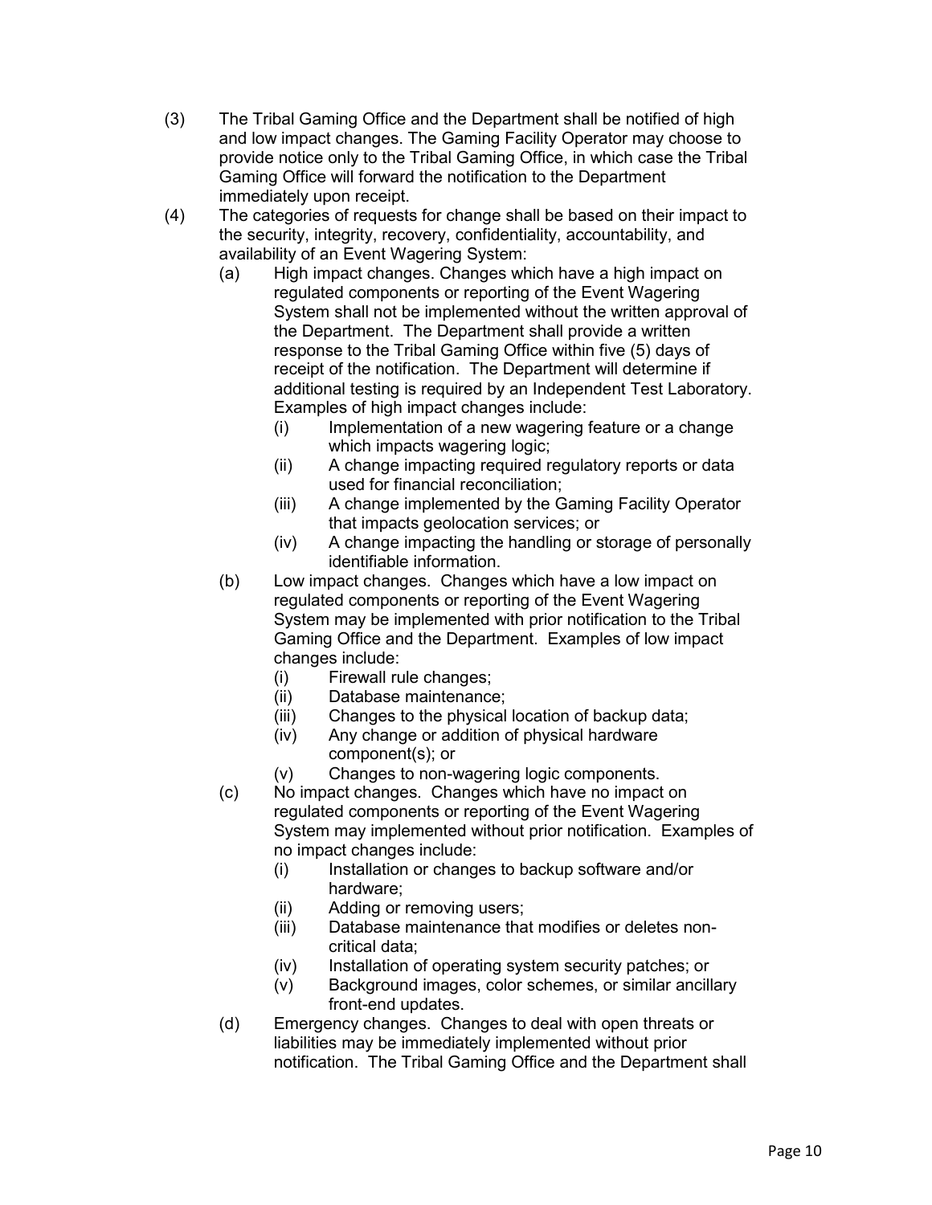(3) The Tribal Gaming Office and the Department shall be notified of high and low impact changes. The Gaming Facility Operator may choose to provide notice only to the Tribal Gaming Office, in which case the Tribal Gaming Office will forward the notification to the Department immediately upon receipt.

(4) The categories of requests for change shall be based on their impact to the security, integrity, recovery, confidentiality, accountability, and availability of an Event Wagering System:

- (a) High impact changes. Changes which have a high impact on regulated components or reporting of the Event Wagering System shall not be implemented without the written approval of the Department. The Department shall provide a written response to the Tribal Gaming Office within five (5) days of receipt of the notification. The Department will determine if additional testing is required by an Independent Test Laboratory. Examples of high impact changes include:
  - (i) Implementation of a new wagering feature or a change which impacts wagering logic;
  - (ii) A change impacting required regulatory reports or data used for financial reconciliation;
  - (iii) A change implemented by the Gaming Facility Operator that impacts geolocation services; or
  - (iv) A change impacting the handling or storage of personally identifiable information.
- (b) Low impact changes. Changes which have a low impact on regulated components or reporting of the Event Wagering System may be implemented with prior notification to the Tribal Gaming Office and the Department. Examples of low impact changes include:
  - (i) Firewall rule changes;
  - (ii) Database maintenance;
  - (iii) Changes to the physical location of backup data;
  - (iv) Any change or addition of physical hardware component(s); or
  - (v) Changes to non-wagering logic components.
- (c) No impact changes. Changes which have no impact on regulated components or reporting of the Event Wagering System may implemented without prior notification. Examples of no impact changes include:
  - (i) Installation or changes to backup software and/or hardware;
  - (ii) Adding or removing users;
  - (iii) Database maintenance that modifies or deletes non-critical data;
  - (iv) Installation of operating system security patches; or
  - (v) Background images, color schemes, or similar ancillary front-end updates.
- (d) Emergency changes. Changes to deal with open threats or liabilities may be immediately implemented without prior notification. The Tribal Gaming Office and the Department shall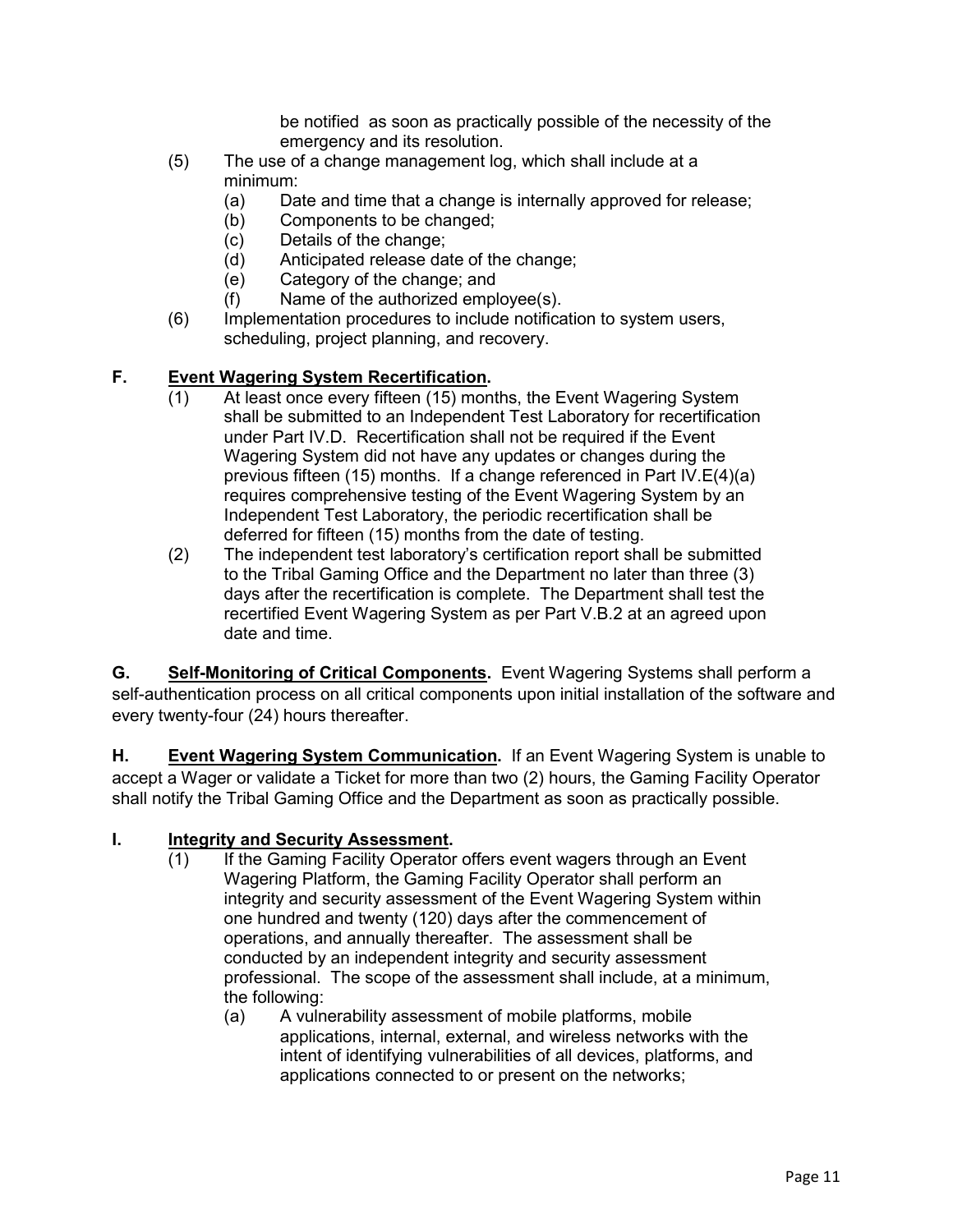be notified as soon as practically possible of the necessity of the emergency and its resolution.

(5) The use of a change management log, which shall include at a minimum:
  (a) Date and time that a change is internally approved for release;
  (b) Components to be changed;
  (c) Details of the change;
  (d) Anticipated release date of the change;
  (e) Category of the change; and
  (f) Name of the authorized employee(s).

(6) Implementation procedures to include notification to system users, scheduling, project planning, and recovery.

**F. Event Wagering System Recertification.**

(1) At least once every fifteen (15) months, the Event Wagering System shall be submitted to an Independent Test Laboratory for recertification under Part IV.D. Recertification shall not be required if the Event Wagering System did not have any updates or changes during the previous fifteen (15) months. If a change referenced in Part IV.E(4)(a) requires comprehensive testing of the Event Wagering System by an Independent Test Laboratory, the periodic recertification shall be deferred for fifteen (15) months from the date of testing.

(2) The independent test laboratory's certification report shall be submitted to the Tribal Gaming Office and the Department no later than three (3) days after the recertification is complete. The Department shall test the recertified Event Wagering System as per Part V.B.2 at an agreed upon date and time.

**G. Self-Monitoring of Critical Components.** Event Wagering Systems shall perform a self-authentication process on all critical components upon initial installation of the software and every twenty-four (24) hours thereafter.

**H. Event Wagering System Communication.** If an Event Wagering System is unable to accept a Wager or validate a Ticket for more than two (2) hours, the Gaming Facility Operator shall notify the Tribal Gaming Office and the Department as soon as practically possible.

**I. Integrity and Security Assessment.**

(1) If the Gaming Facility Operator offers event wagers through an Event Wagering Platform, the Gaming Facility Operator shall perform an integrity and security assessment of the Event Wagering System within one hundred and twenty (120) days after the commencement of operations, and annually thereafter. The assessment shall be conducted by an independent integrity and security assessment professional. The scope of the assessment shall include, at a minimum, the following:
  (a) A vulnerability assessment of mobile platforms, mobile applications, internal, external, and wireless networks with the intent of identifying vulnerabilities of all devices, platforms, and applications connected to or present on the networks;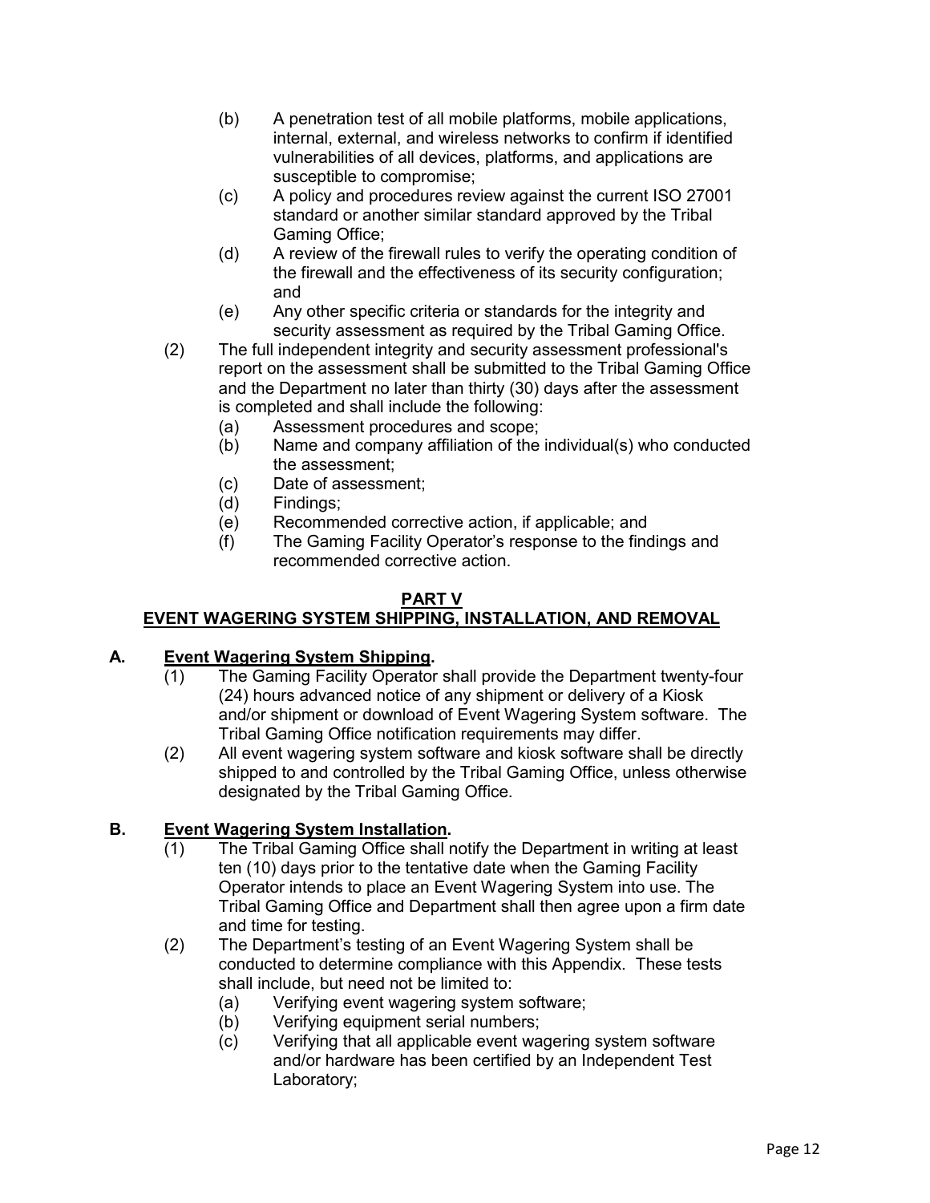(b) A penetration test of all mobile platforms, mobile applications, internal, external, and wireless networks to confirm if identified vulnerabilities of all devices, platforms, and applications are susceptible to compromise;

(c) A policy and procedures review against the current ISO 27001 standard or another similar standard approved by the Tribal Gaming Office;

(d) A review of the firewall rules to verify the operating condition of the firewall and the effectiveness of its security configuration; and

(e) Any other specific criteria or standards for the integrity and security assessment as required by the Tribal Gaming Office.

(2) The full independent integrity and security assessment professional's report on the assessment shall be submitted to the Tribal Gaming Office and the Department no later than thirty (30) days after the assessment is completed and shall include the following:

(a) Assessment procedures and scope;

(b) Name and company affiliation of the individual(s) who conducted the assessment;

(c) Date of assessment;

(d) Findings;

(e) Recommended corrective action, if applicable; and

(f) The Gaming Facility Operator's response to the findings and recommended corrective action.

## PART V
## EVENT WAGERING SYSTEM SHIPPING, INSTALLATION, AND REMOVAL

**A. Event Wagering System Shipping.**

(1) The Gaming Facility Operator shall provide the Department twenty-four (24) hours advanced notice of any shipment or delivery of a Kiosk and/or shipment or download of Event Wagering System software. The Tribal Gaming Office notification requirements may differ.

(2) All event wagering system software and kiosk software shall be directly shipped to and controlled by the Tribal Gaming Office, unless otherwise designated by the Tribal Gaming Office.

**B. Event Wagering System Installation.**

(1) The Tribal Gaming Office shall notify the Department in writing at least ten (10) days prior to the tentative date when the Gaming Facility Operator intends to place an Event Wagering System into use. The Tribal Gaming Office and Department shall then agree upon a firm date and time for testing.

(2) The Department's testing of an Event Wagering System shall be conducted to determine compliance with this Appendix. These tests shall include, but need not be limited to:

(a) Verifying event wagering system software;

(b) Verifying equipment serial numbers;

(c) Verifying that all applicable event wagering system software and/or hardware has been certified by an Independent Test Laboratory;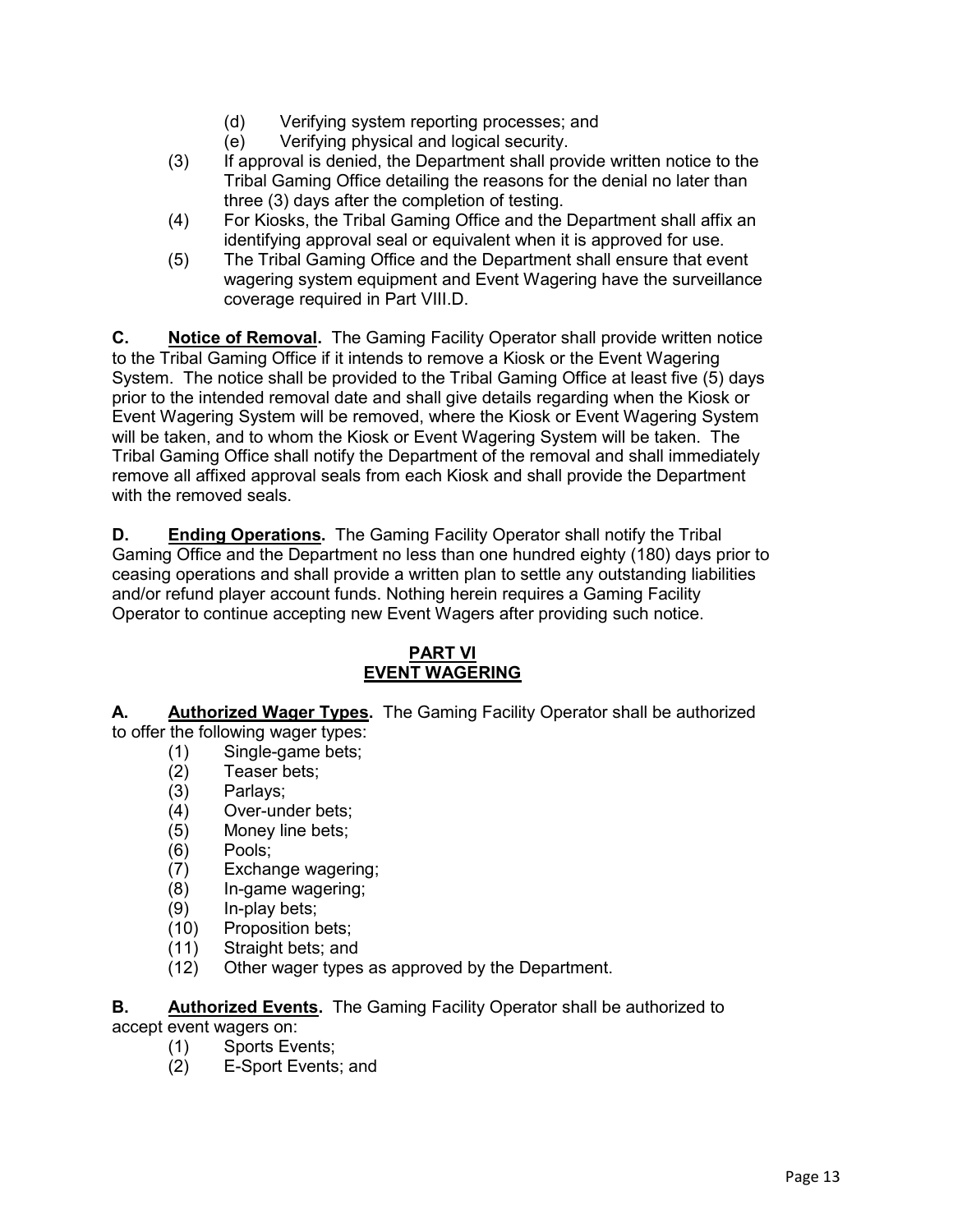(d) Verifying system reporting processes; and
(e) Verifying physical and logical security.

(3) If approval is denied, the Department shall provide written notice to the Tribal Gaming Office detailing the reasons for the denial no later than three (3) days after the completion of testing.

(4) For Kiosks, the Tribal Gaming Office and the Department shall affix an identifying approval seal or equivalent when it is approved for use.

(5) The Tribal Gaming Office and the Department shall ensure that event wagering system equipment and Event Wagering have the surveillance coverage required in Part VIII.D.

**C. Notice of Removal.** The Gaming Facility Operator shall provide written notice to the Tribal Gaming Office if it intends to remove a Kiosk or the Event Wagering System. The notice shall be provided to the Tribal Gaming Office at least five (5) days prior to the intended removal date and shall give details regarding when the Kiosk or Event Wagering System will be removed, where the Kiosk or Event Wagering System will be taken, and to whom the Kiosk or Event Wagering System will be taken. The Tribal Gaming Office shall notify the Department of the removal and shall immediately remove all affixed approval seals from each Kiosk and shall provide the Department with the removed seals.

**D. Ending Operations.** The Gaming Facility Operator shall notify the Tribal Gaming Office and the Department no less than one hundred eighty (180) days prior to ceasing operations and shall provide a written plan to settle any outstanding liabilities and/or refund player account funds. Nothing herein requires a Gaming Facility Operator to continue accepting new Event Wagers after providing such notice.

## PART VI
## EVENT WAGERING

**A. Authorized Wager Types.** The Gaming Facility Operator shall be authorized to offer the following wager types:

(1) Single-game bets;
(2) Teaser bets;
(3) Parlays;
(4) Over-under bets;
(5) Money line bets;
(6) Pools;
(7) Exchange wagering;
(8) In-game wagering;
(9) In-play bets;
(10) Proposition bets;
(11) Straight bets; and
(12) Other wager types as approved by the Department.

**B. Authorized Events.** The Gaming Facility Operator shall be authorized to accept event wagers on:

(1) Sports Events;
(2) E-Sport Events; and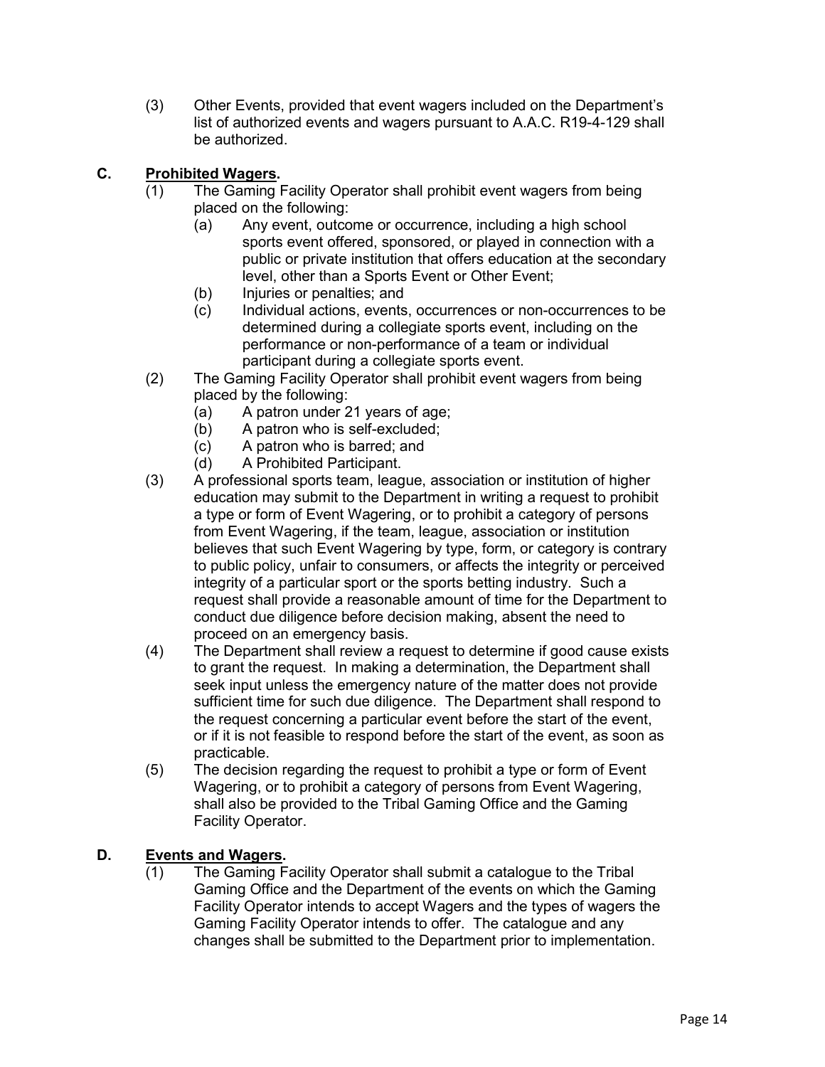(3) Other Events, provided that event wagers included on the Department's list of authorized events and wagers pursuant to A.A.C. R19-4-129 shall be authorized.

**C. <u>Prohibited Wagers</u>.**

(1) The Gaming Facility Operator shall prohibit event wagers from being placed on the following:

  (a) Any event, outcome or occurrence, including a high school sports event offered, sponsored, or played in connection with a public or private institution that offers education at the secondary level, other than a Sports Event or Other Event;

  (b) Injuries or penalties; and

  (c) Individual actions, events, occurrences or non-occurrences to be determined during a collegiate sports event, including on the performance or non-performance of a team or individual participant during a collegiate sports event.

(2) The Gaming Facility Operator shall prohibit event wagers from being placed by the following:

  (a) A patron under 21 years of age;

  (b) A patron who is self-excluded;

  (c) A patron who is barred; and

  (d) A Prohibited Participant.

(3) A professional sports team, league, association or institution of higher education may submit to the Department in writing a request to prohibit a type or form of Event Wagering, or to prohibit a category of persons from Event Wagering, if the team, league, association or institution believes that such Event Wagering by type, form, or category is contrary to public policy, unfair to consumers, or affects the integrity or perceived integrity of a particular sport or the sports betting industry. Such a request shall provide a reasonable amount of time for the Department to conduct due diligence before decision making, absent the need to proceed on an emergency basis.

(4) The Department shall review a request to determine if good cause exists to grant the request. In making a determination, the Department shall seek input unless the emergency nature of the matter does not provide sufficient time for such due diligence. The Department shall respond to the request concerning a particular event before the start of the event, or if it is not feasible to respond before the start of the event, as soon as practicable.

(5) The decision regarding the request to prohibit a type or form of Event Wagering, or to prohibit a category of persons from Event Wagering, shall also be provided to the Tribal Gaming Office and the Gaming Facility Operator.

**D. <u>Events and Wagers</u>.**

(1) The Gaming Facility Operator shall submit a catalogue to the Tribal Gaming Office and the Department of the events on which the Gaming Facility Operator intends to accept Wagers and the types of wagers the Gaming Facility Operator intends to offer. The catalogue and any changes shall be submitted to the Department prior to implementation.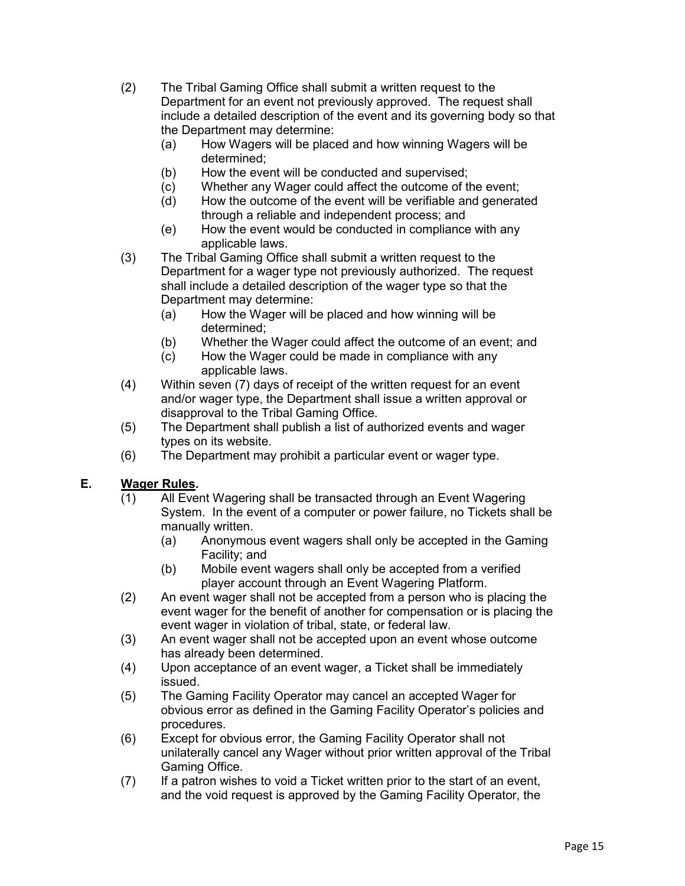(2) The Tribal Gaming Office shall submit a written request to the Department for an event not previously approved. The request shall include a detailed description of the event and its governing body so that the Department may determine:
   (a) How Wagers will be placed and how winning Wagers will be determined;
   (b) How the event will be conducted and supervised;
   (c) Whether any Wager could affect the outcome of the event;
   (d) How the outcome of the event will be verifiable and generated through a reliable and independent process; and
   (e) How the event would be conducted in compliance with any applicable laws.

(3) The Tribal Gaming Office shall submit a written request to the Department for a wager type not previously authorized. The request shall include a detailed description of the wager type so that the Department may determine:
   (a) How the Wager will be placed and how winning will be determined;
   (b) Whether the Wager could affect the outcome of an event; and
   (c) How the Wager could be made in compliance with any applicable laws.

(4) Within seven (7) days of receipt of the written request for an event and/or wager type, the Department shall issue a written approval or disapproval to the Tribal Gaming Office.

(5) The Department shall publish a list of authorized events and wager types on its website.

(6) The Department may prohibit a particular event or wager type.

## E. <u>Wager Rules</u>.

(1) All Event Wagering shall be transacted through an Event Wagering System. In the event of a computer or power failure, no Tickets shall be manually written.
   (a) Anonymous event wagers shall only be accepted in the Gaming Facility; and
   (b) Mobile event wagers shall only be accepted from a verified player account through an Event Wagering Platform.

(2) An event wager shall not be accepted from a person who is placing the event wager for the benefit of another for compensation or is placing the event wager in violation of tribal, state, or federal law.

(3) An event wager shall not be accepted upon an event whose outcome has already been determined.

(4) Upon acceptance of an event wager, a Ticket shall be immediately issued.

(5) The Gaming Facility Operator may cancel an accepted Wager for obvious error as defined in the Gaming Facility Operator's policies and procedures.

(6) Except for obvious error, the Gaming Facility Operator shall not unilaterally cancel any Wager without prior written approval of the Tribal Gaming Office.

(7) If a patron wishes to void a Ticket written prior to the start of an event, and the void request is approved by the Gaming Facility Operator, the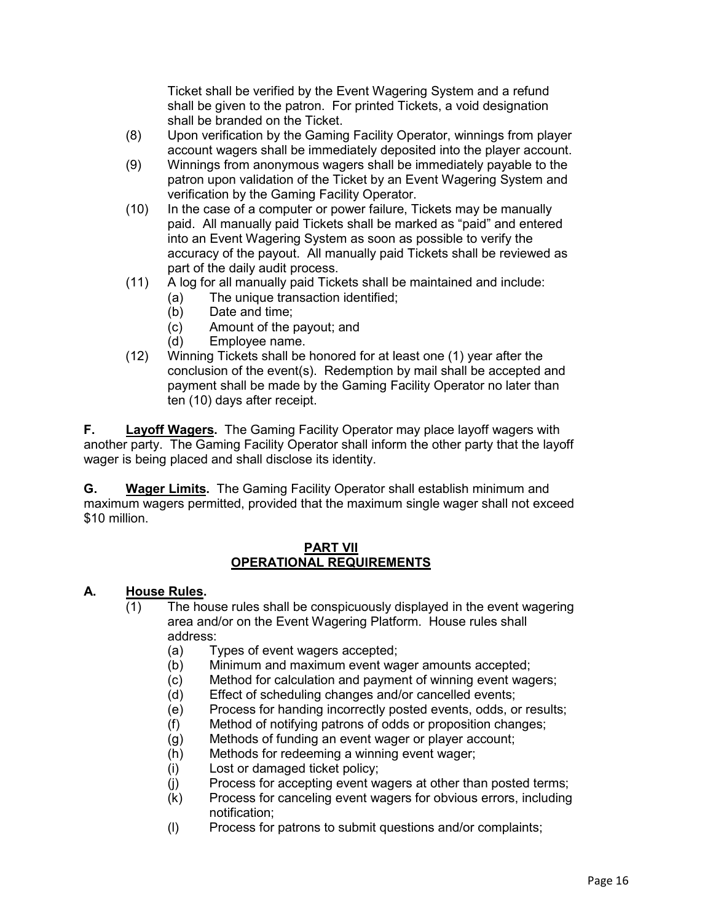Ticket shall be verified by the Event Wagering System and a refund shall be given to the patron. For printed Tickets, a void designation shall be branded on the Ticket.

(8) Upon verification by the Gaming Facility Operator, winnings from player account wagers shall be immediately deposited into the player account.

(9) Winnings from anonymous wagers shall be immediately payable to the patron upon validation of the Ticket by an Event Wagering System and verification by the Gaming Facility Operator.

(10) In the case of a computer or power failure, Tickets may be manually paid. All manually paid Tickets shall be marked as "paid" and entered into an Event Wagering System as soon as possible to verify the accuracy of the payout. All manually paid Tickets shall be reviewed as part of the daily audit process.

(11) A log for all manually paid Tickets shall be maintained and include:

- (a) The unique transaction identified;
- (b) Date and time;
- (c) Amount of the payout; and
- (d) Employee name.

(12) Winning Tickets shall be honored for at least one (1) year after the conclusion of the event(s). Redemption by mail shall be accepted and payment shall be made by the Gaming Facility Operator no later than ten (10) days after receipt.

**F. Layoff Wagers.** The Gaming Facility Operator may place layoff wagers with another party. The Gaming Facility Operator shall inform the other party that the layoff wager is being placed and shall disclose its identity.

**G. Wager Limits.** The Gaming Facility Operator shall establish minimum and maximum wagers permitted, provided that the maximum single wager shall not exceed $10 million.

## PART VII
## OPERATIONAL REQUIREMENTS

### A. House Rules.

(1) The house rules shall be conspicuously displayed in the event wagering area and/or on the Event Wagering Platform. House rules shall address:

- (a) Types of event wagers accepted;
- (b) Minimum and maximum event wager amounts accepted;
- (c) Method for calculation and payment of winning event wagers;
- (d) Effect of scheduling changes and/or cancelled events;
- (e) Process for handing incorrectly posted events, odds, or results;
- (f) Method of notifying patrons of odds or proposition changes;
- (g) Methods of funding an event wager or player account;
- (h) Methods for redeeming a winning event wager;
- (i) Lost or damaged ticket policy;
- (j) Process for accepting event wagers at other than posted terms;
- (k) Process for canceling event wagers for obvious errors, including notification;
- (l) Process for patrons to submit questions and/or complaints;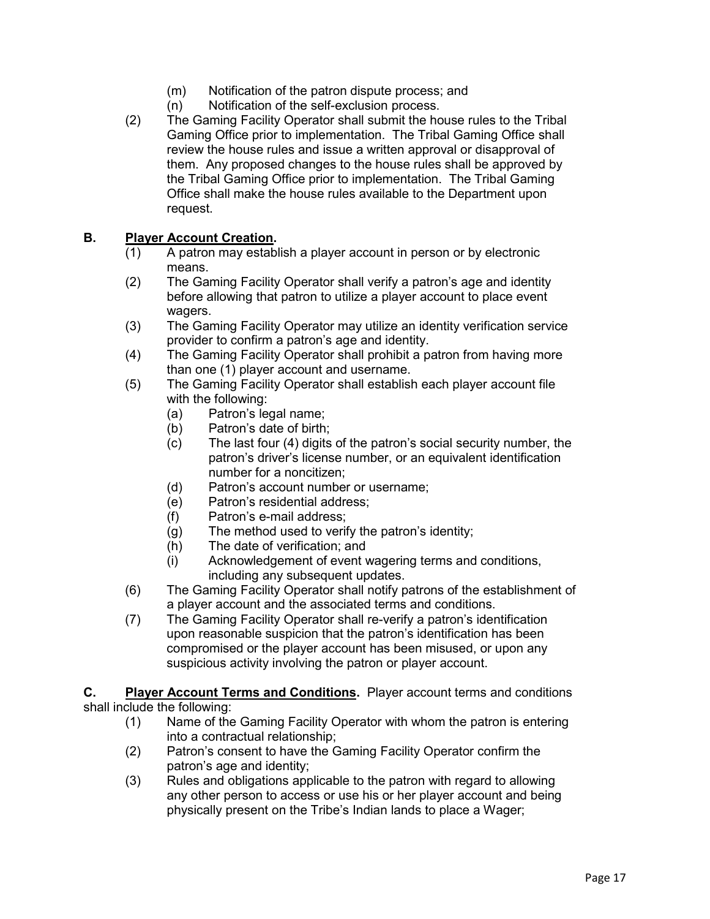(m) Notification of the patron dispute process; and

(n) Notification of the self-exclusion process.

(2) The Gaming Facility Operator shall submit the house rules to the Tribal Gaming Office prior to implementation. The Tribal Gaming Office shall review the house rules and issue a written approval or disapproval of them. Any proposed changes to the house rules shall be approved by the Tribal Gaming Office prior to implementation. The Tribal Gaming Office shall make the house rules available to the Department upon request.

**B. <u>Player Account Creation</u>.**

(1) A patron may establish a player account in person or by electronic means.

(2) The Gaming Facility Operator shall verify a patron's age and identity before allowing that patron to utilize a player account to place event wagers.

(3) The Gaming Facility Operator may utilize an identity verification service provider to confirm a patron's age and identity.

(4) The Gaming Facility Operator shall prohibit a patron from having more than one (1) player account and username.

(5) The Gaming Facility Operator shall establish each player account file with the following:

- (a) Patron's legal name;
- (b) Patron's date of birth;
- (c) The last four (4) digits of the patron's social security number, the patron's driver's license number, or an equivalent identification number for a noncitizen;
- (d) Patron's account number or username;
- (e) Patron's residential address;
- (f) Patron's e-mail address;
- (g) The method used to verify the patron's identity;
- (h) The date of verification; and
- (i) Acknowledgement of event wagering terms and conditions, including any subsequent updates.

(6) The Gaming Facility Operator shall notify patrons of the establishment of a player account and the associated terms and conditions.

(7) The Gaming Facility Operator shall re-verify a patron's identification upon reasonable suspicion that the patron's identification has been compromised or the player account has been misused, or upon any suspicious activity involving the patron or player account.

**C. <u>Player Account Terms and Conditions</u>.** Player account terms and conditions shall include the following:

(1) Name of the Gaming Facility Operator with whom the patron is entering into a contractual relationship;

(2) Patron's consent to have the Gaming Facility Operator confirm the patron's age and identity;

(3) Rules and obligations applicable to the patron with regard to allowing any other person to access or use his or her player account and being physically present on the Tribe's Indian lands to place a Wager;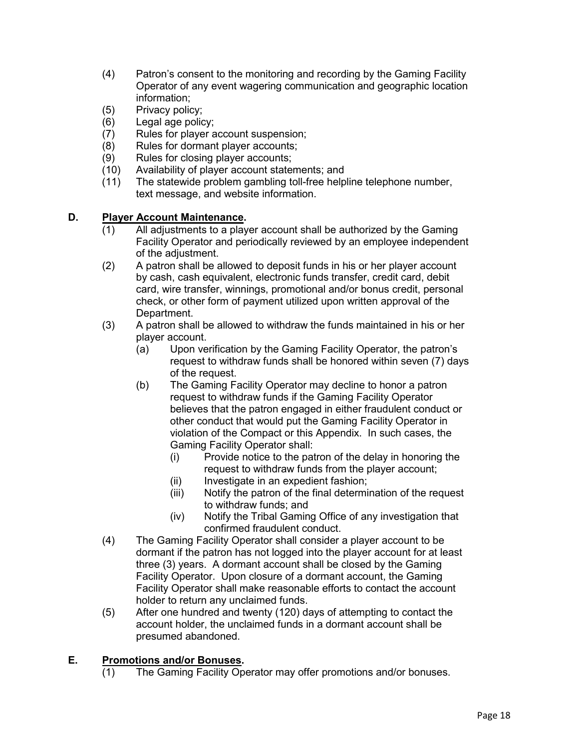(4) Patron's consent to the monitoring and recording by the Gaming Facility Operator of any event wagering communication and geographic location information;
(5) Privacy policy;
(6) Legal age policy;
(7) Rules for player account suspension;
(8) Rules for dormant player accounts;
(9) Rules for closing player accounts;
(10) Availability of player account statements; and
(11) The statewide problem gambling toll-free helpline telephone number, text message, and website information.

**D. <u>Player Account Maintenance</u>.**

(1) All adjustments to a player account shall be authorized by the Gaming Facility Operator and periodically reviewed by an employee independent of the adjustment.
(2) A patron shall be allowed to deposit funds in his or her player account by cash, cash equivalent, electronic funds transfer, credit card, debit card, wire transfer, winnings, promotional and/or bonus credit, personal check, or other form of payment utilized upon written approval of the Department.
(3) A patron shall be allowed to withdraw the funds maintained in his or her player account.
    (a) Upon verification by the Gaming Facility Operator, the patron's request to withdraw funds shall be honored within seven (7) days of the request.
    (b) The Gaming Facility Operator may decline to honor a patron request to withdraw funds if the Gaming Facility Operator believes that the patron engaged in either fraudulent conduct or other conduct that would put the Gaming Facility Operator in violation of the Compact or this Appendix. In such cases, the Gaming Facility Operator shall:
        (i) Provide notice to the patron of the delay in honoring the request to withdraw funds from the player account;
        (ii) Investigate in an expedient fashion;
        (iii) Notify the patron of the final determination of the request to withdraw funds; and
        (iv) Notify the Tribal Gaming Office of any investigation that confirmed fraudulent conduct.
(4) The Gaming Facility Operator shall consider a player account to be dormant if the patron has not logged into the player account for at least three (3) years. A dormant account shall be closed by the Gaming Facility Operator. Upon closure of a dormant account, the Gaming Facility Operator shall make reasonable efforts to contact the account holder to return any unclaimed funds.
(5) After one hundred and twenty (120) days of attempting to contact the account holder, the unclaimed funds in a dormant account shall be presumed abandoned.

**E. <u>Promotions and/or Bonuses</u>.**

(1) The Gaming Facility Operator may offer promotions and/or bonuses.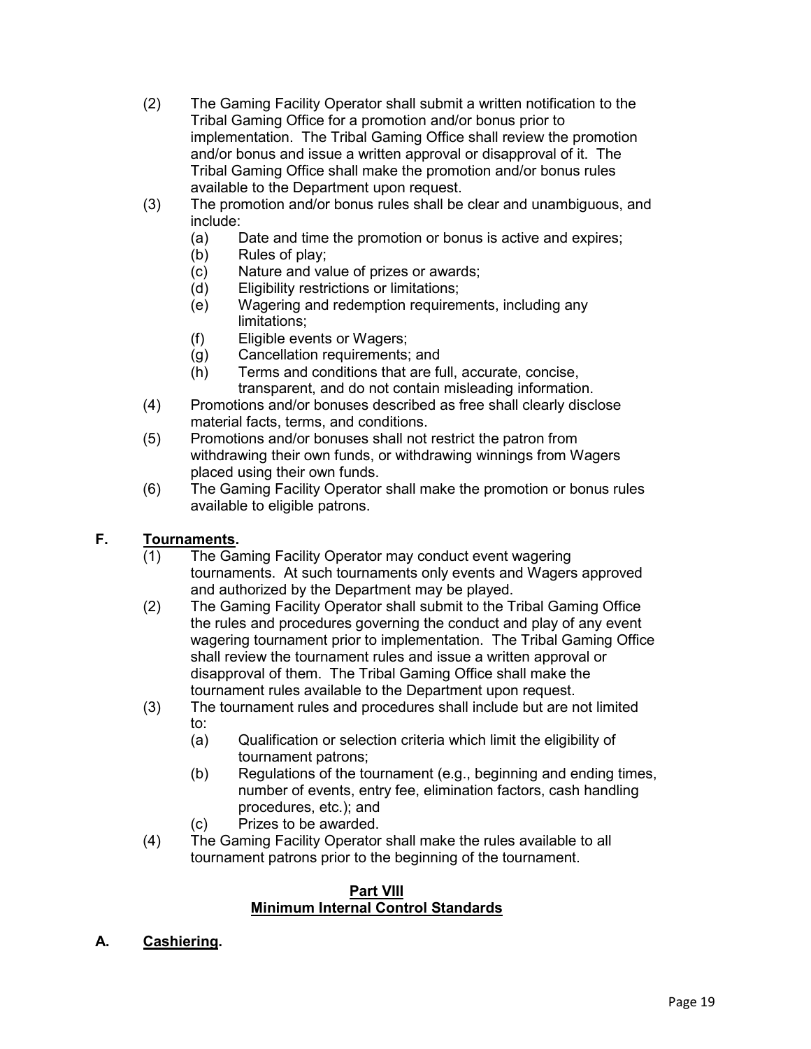(2) The Gaming Facility Operator shall submit a written notification to the Tribal Gaming Office for a promotion and/or bonus prior to implementation. The Tribal Gaming Office shall review the promotion and/or bonus and issue a written approval or disapproval of it. The Tribal Gaming Office shall make the promotion and/or bonus rules available to the Department upon request.

(3) The promotion and/or bonus rules shall be clear and unambiguous, and include:
   - (a) Date and time the promotion or bonus is active and expires;
   - (b) Rules of play;
   - (c) Nature and value of prizes or awards;
   - (d) Eligibility restrictions or limitations;
   - (e) Wagering and redemption requirements, including any limitations;
   - (f) Eligible events or Wagers;
   - (g) Cancellation requirements; and
   - (h) Terms and conditions that are full, accurate, concise, transparent, and do not contain misleading information.

(4) Promotions and/or bonuses described as free shall clearly disclose material facts, terms, and conditions.

(5) Promotions and/or bonuses shall not restrict the patron from withdrawing their own funds, or withdrawing winnings from Wagers placed using their own funds.

(6) The Gaming Facility Operator shall make the promotion or bonus rules available to eligible patrons.

**F. Tournaments.**

(1) The Gaming Facility Operator may conduct event wagering tournaments. At such tournaments only events and Wagers approved and authorized by the Department may be played.

(2) The Gaming Facility Operator shall submit to the Tribal Gaming Office the rules and procedures governing the conduct and play of any event wagering tournament prior to implementation. The Tribal Gaming Office shall review the tournament rules and issue a written approval or disapproval of them. The Tribal Gaming Office shall make the tournament rules available to the Department upon request.

(3) The tournament rules and procedures shall include but are not limited to:
   - (a) Qualification or selection criteria which limit the eligibility of tournament patrons;
   - (b) Regulations of the tournament (e.g., beginning and ending times, number of events, entry fee, elimination factors, cash handling procedures, etc.); and
   - (c) Prizes to be awarded.

(4) The Gaming Facility Operator shall make the rules available to all tournament patrons prior to the beginning of the tournament.

## Part VIII
## Minimum Internal Control Standards

**A. Cashiering.**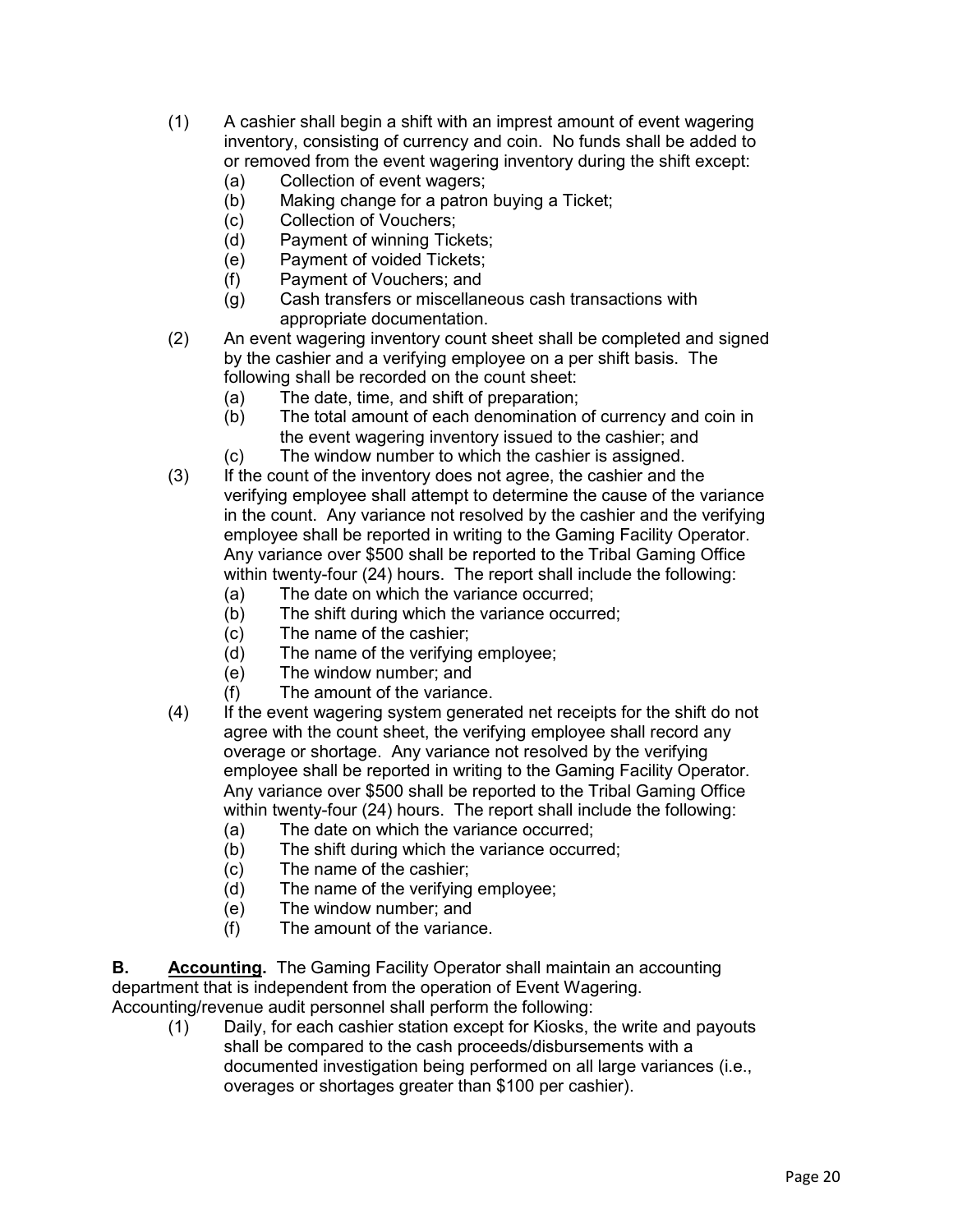(1) A cashier shall begin a shift with an imprest amount of event wagering inventory, consisting of currency and coin. No funds shall be added to or removed from the event wagering inventory during the shift except:
    (a) Collection of event wagers;
    (b) Making change for a patron buying a Ticket;
    (c) Collection of Vouchers;
    (d) Payment of winning Tickets;
    (e) Payment of voided Tickets;
    (f) Payment of Vouchers; and
    (g) Cash transfers or miscellaneous cash transactions with appropriate documentation.

(2) An event wagering inventory count sheet shall be completed and signed by the cashier and a verifying employee on a per shift basis. The following shall be recorded on the count sheet:
    (a) The date, time, and shift of preparation;
    (b) The total amount of each denomination of currency and coin in the event wagering inventory issued to the cashier; and
    (c) The window number to which the cashier is assigned.

(3) If the count of the inventory does not agree, the cashier and the verifying employee shall attempt to determine the cause of the variance in the count. Any variance not resolved by the cashier and the verifying employee shall be reported in writing to the Gaming Facility Operator. Any variance over $500 shall be reported to the Tribal Gaming Office within twenty-four (24) hours. The report shall include the following:
    (a) The date on which the variance occurred;
    (b) The shift during which the variance occurred;
    (c) The name of the cashier;
    (d) The name of the verifying employee;
    (e) The window number; and
    (f) The amount of the variance.

(4) If the event wagering system generated net receipts for the shift do not agree with the count sheet, the verifying employee shall record any overage or shortage. Any variance not resolved by the verifying employee shall be reported in writing to the Gaming Facility Operator. Any variance over $500 shall be reported to the Tribal Gaming Office within twenty-four (24) hours. The report shall include the following:
    (a) The date on which the variance occurred;
    (b) The shift during which the variance occurred;
    (c) The name of the cashier;
    (d) The name of the verifying employee;
    (e) The window number; and
    (f) The amount of the variance.

**B. <u>Accounting</u>.** The Gaming Facility Operator shall maintain an accounting department that is independent from the operation of Event Wagering. Accounting/revenue audit personnel shall perform the following:

(1) Daily, for each cashier station except for Kiosks, the write and payouts shall be compared to the cash proceeds/disbursements with a documented investigation being performed on all large variances (i.e., overages or shortages greater than $100 per cashier).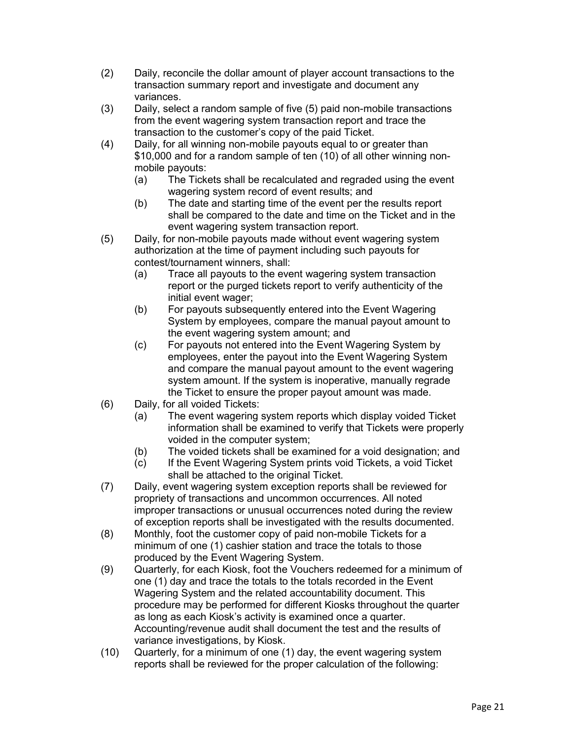(2) Daily, reconcile the dollar amount of player account transactions to the transaction summary report and investigate and document any variances.

(3) Daily, select a random sample of five (5) paid non-mobile transactions from the event wagering system transaction report and trace the transaction to the customer's copy of the paid Ticket.

(4) Daily, for all winning non-mobile payouts equal to or greater than $10,000 and for a random sample of ten (10) of all other winning non-mobile payouts:

- (a) The Tickets shall be recalculated and regraded using the event wagering system record of event results; and
- (b) The date and starting time of the event per the results report shall be compared to the date and time on the Ticket and in the event wagering system transaction report.

(5) Daily, for non-mobile payouts made without event wagering system authorization at the time of payment including such payouts for contest/tournament winners, shall:

- (a) Trace all payouts to the event wagering system transaction report or the purged tickets report to verify authenticity of the initial event wager;
- (b) For payouts subsequently entered into the Event Wagering System by employees, compare the manual payout amount to the event wagering system amount; and
- (c) For payouts not entered into the Event Wagering System by employees, enter the payout into the Event Wagering System and compare the manual payout amount to the event wagering system amount. If the system is inoperative, manually regrade the Ticket to ensure the proper payout amount was made.

(6) Daily, for all voided Tickets:

- (a) The event wagering system reports which display voided Ticket information shall be examined to verify that Tickets were properly voided in the computer system;
- (b) The voided tickets shall be examined for a void designation; and
- (c) If the Event Wagering System prints void Tickets, a void Ticket shall be attached to the original Ticket.

(7) Daily, event wagering system exception reports shall be reviewed for propriety of transactions and uncommon occurrences. All noted improper transactions or unusual occurrences noted during the review of exception reports shall be investigated with the results documented.

(8) Monthly, foot the customer copy of paid non-mobile Tickets for a minimum of one (1) cashier station and trace the totals to those produced by the Event Wagering System.

(9) Quarterly, for each Kiosk, foot the Vouchers redeemed for a minimum of one (1) day and trace the totals to the totals recorded in the Event Wagering System and the related accountability document. This procedure may be performed for different Kiosks throughout the quarter as long as each Kiosk's activity is examined once a quarter. Accounting/revenue audit shall document the test and the results of variance investigations, by Kiosk.

(10) Quarterly, for a minimum of one (1) day, the event wagering system reports shall be reviewed for the proper calculation of the following: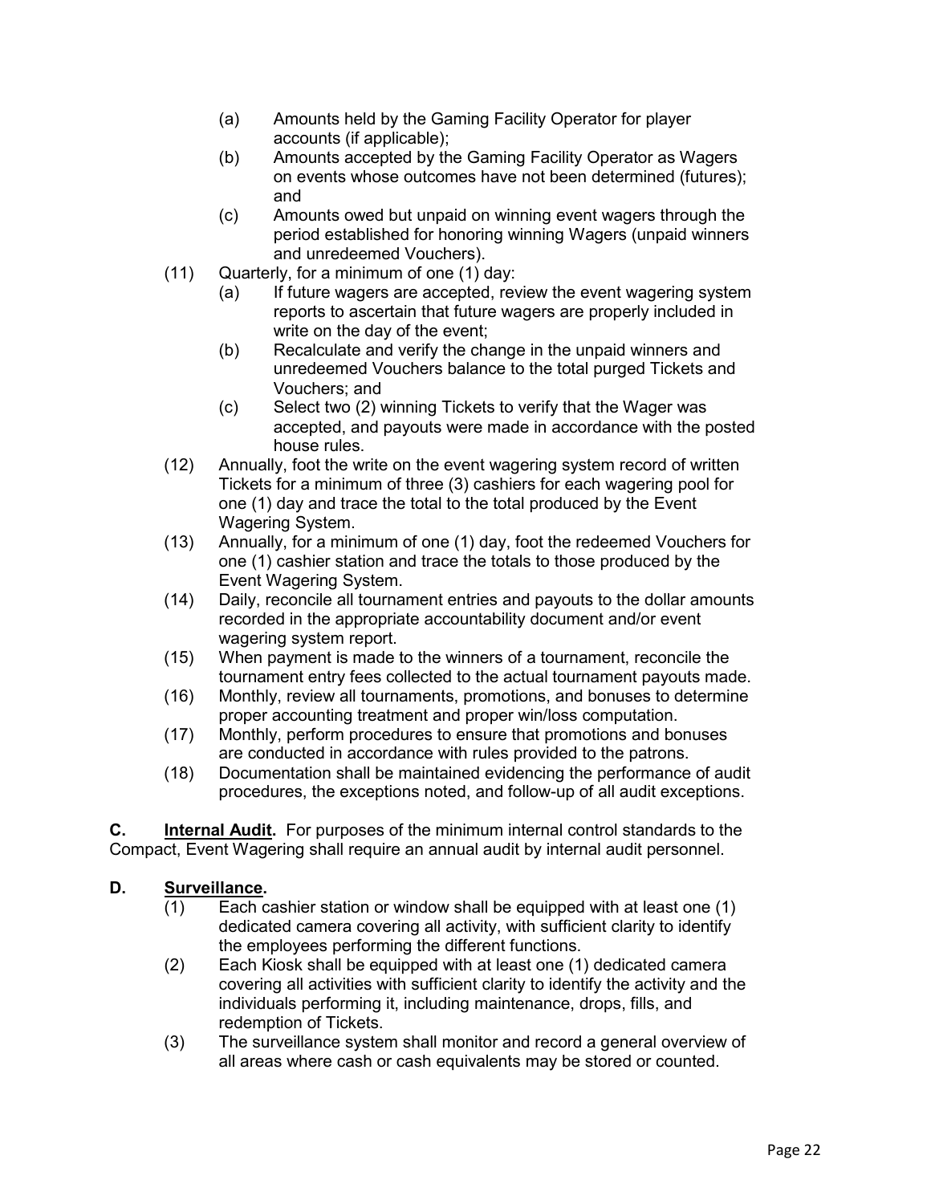(a) Amounts held by the Gaming Facility Operator for player accounts (if applicable);
   (b) Amounts accepted by the Gaming Facility Operator as Wagers on events whose outcomes have not been determined (futures); and
   (c) Amounts owed but unpaid on winning event wagers through the period established for honoring winning Wagers (unpaid winners and unredeemed Vouchers).

(11) Quarterly, for a minimum of one (1) day:
   (a) If future wagers are accepted, review the event wagering system reports to ascertain that future wagers are properly included in write on the day of the event;
   (b) Recalculate and verify the change in the unpaid winners and unredeemed Vouchers balance to the total purged Tickets and Vouchers; and
   (c) Select two (2) winning Tickets to verify that the Wager was accepted, and payouts were made in accordance with the posted house rules.

(12) Annually, foot the write on the event wagering system record of written Tickets for a minimum of three (3) cashiers for each wagering pool for one (1) day and trace the total to the total produced by the Event Wagering System.

(13) Annually, for a minimum of one (1) day, foot the redeemed Vouchers for one (1) cashier station and trace the totals to those produced by the Event Wagering System.

(14) Daily, reconcile all tournament entries and payouts to the dollar amounts recorded in the appropriate accountability document and/or event wagering system report.

(15) When payment is made to the winners of a tournament, reconcile the tournament entry fees collected to the actual tournament payouts made.

(16) Monthly, review all tournaments, promotions, and bonuses to determine proper accounting treatment and proper win/loss computation.

(17) Monthly, perform procedures to ensure that promotions and bonuses are conducted in accordance with rules provided to the patrons.

(18) Documentation shall be maintained evidencing the performance of audit procedures, the exceptions noted, and follow-up of all audit exceptions.

**C. Internal Audit.** For purposes of the minimum internal control standards to the Compact, Event Wagering shall require an annual audit by internal audit personnel.

**D. Surveillance.**

(1) Each cashier station or window shall be equipped with at least one (1) dedicated camera covering all activity, with sufficient clarity to identify the employees performing the different functions.

(2) Each Kiosk shall be equipped with at least one (1) dedicated camera covering all activities with sufficient clarity to identify the activity and the individuals performing it, including maintenance, drops, fills, and redemption of Tickets.

(3) The surveillance system shall monitor and record a general overview of all areas where cash or cash equivalents may be stored or counted.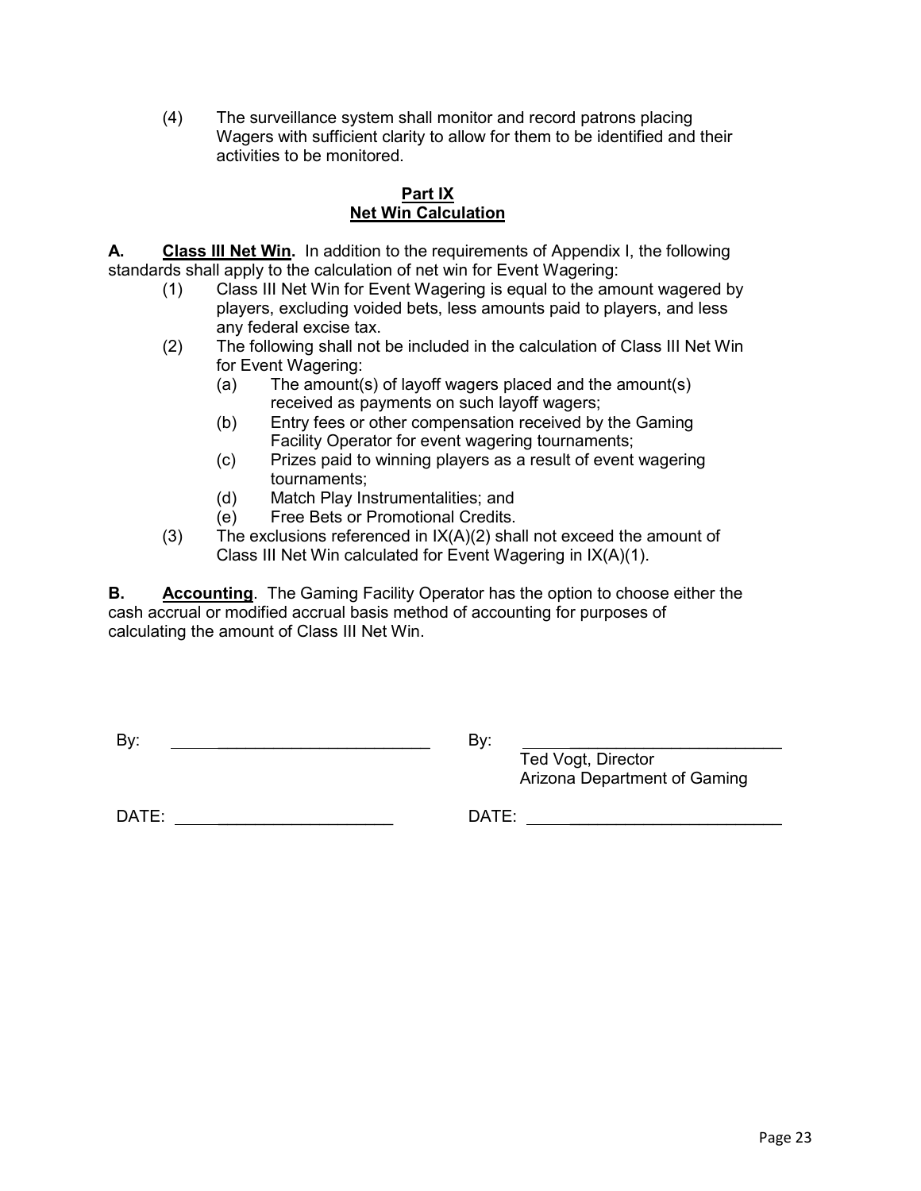(4) The surveillance system shall monitor and record patrons placing Wagers with sufficient clarity to allow for them to be identified and their activities to be monitored.

## Part IX
## Net Win Calculation

**A. Class III Net Win.** In addition to the requirements of Appendix I, the following standards shall apply to the calculation of net win for Event Wagering:

(1) Class III Net Win for Event Wagering is equal to the amount wagered by players, excluding voided bets, less amounts paid to players, and less any federal excise tax.

(2) The following shall not be included in the calculation of Class III Net Win for Event Wagering:

   (a) The amount(s) of layoff wagers placed and the amount(s) received as payments on such layoff wagers;

   (b) Entry fees or other compensation received by the Gaming Facility Operator for event wagering tournaments;

   (c) Prizes paid to winning players as a result of event wagering tournaments;

   (d) Match Play Instrumentalities; and

   (e) Free Bets or Promotional Credits.

(3) The exclusions referenced in IX(A)(2) shall not exceed the amount of Class III Net Win calculated for Event Wagering in IX(A)(1).

**B. Accounting**. The Gaming Facility Operator has the option to choose either the cash accrual or modified accrual basis method of accounting for purposes of calculating the amount of Class III Net Win.

By: ______________________

DATE: ______________________

By: ______________________
Ted Vogt, Director
Arizona Department of Gaming

DATE: ______________________